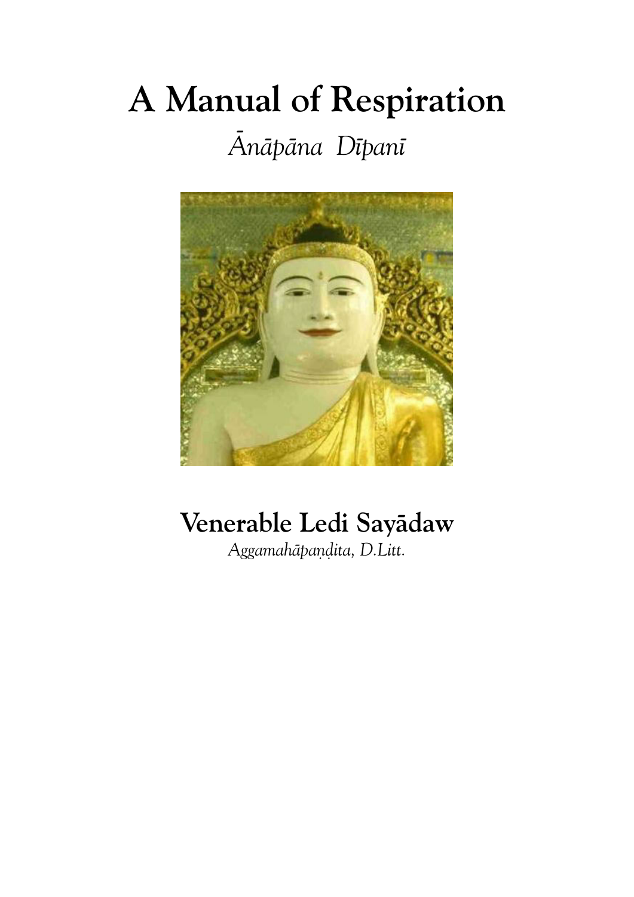# A Manual of Respiration

*Ānāpāna Dīpanī*

**Venerable Ledi Sayādaw**

*Aggamahāpaṇḍita, D.Litt.*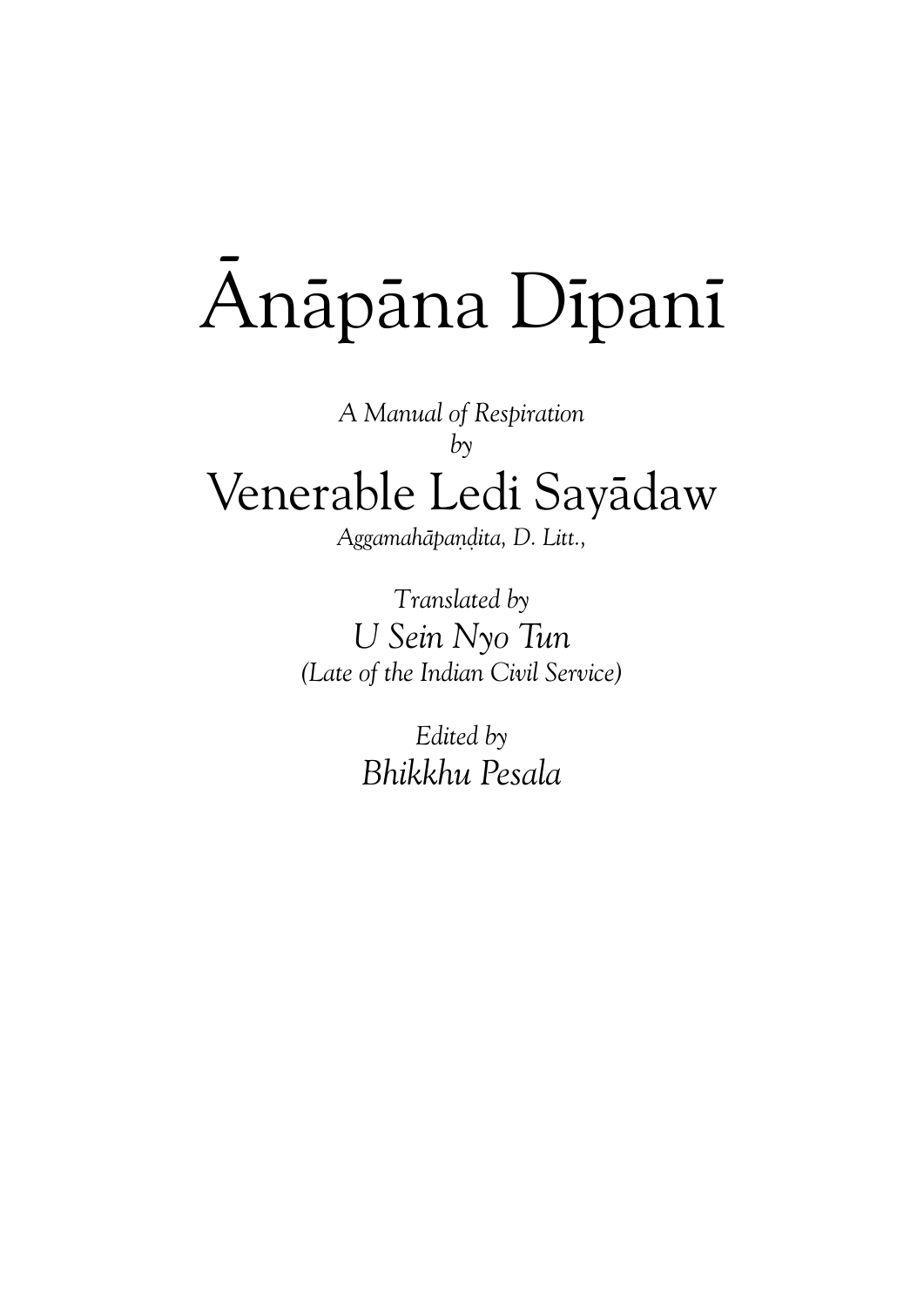# Ānāpāna Dīpanī

*A Manual of Respiration*
*by*

## Venerable Ledi Sayādaw

*Aggamahāpaṇḍita, D. Litt.,*

*Translated by*
*U Sein Nyo Tun*
*(Late of the Indian Civil Service)*

*Edited by*
*Bhikkhu Pesala*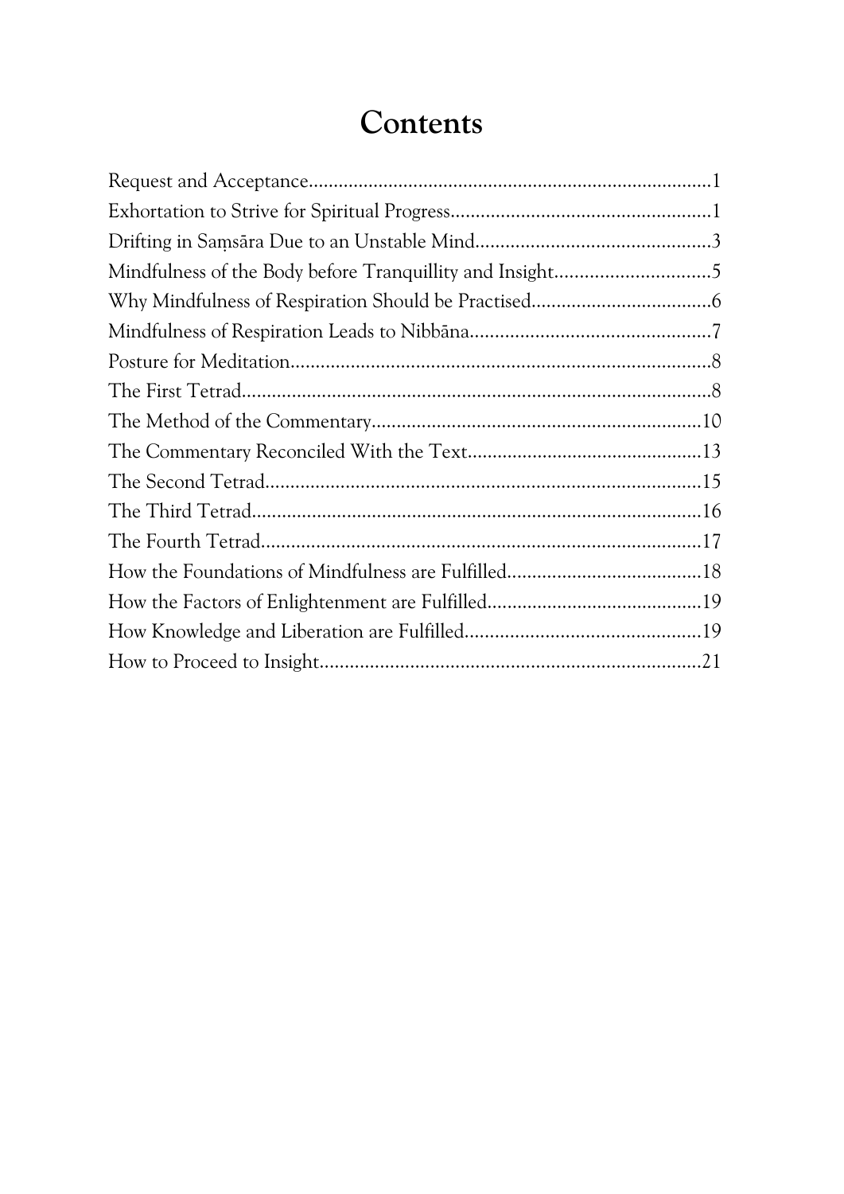# Contents

Request and Acceptance....1
Exhortation to Strive for Spiritual Progress....1
Drifting in Saṃsāra Due to an Unstable Mind....3
Mindfulness of the Body before Tranquillity and Insight....5
Why Mindfulness of Respiration Should be Practised....6
Mindfulness of Respiration Leads to Nibbāna....7
Posture for Meditation....8
The First Tetrad....8
The Method of the Commentary....10
The Commentary Reconciled With the Text....13
The Second Tetrad....15
The Third Tetrad....16
The Fourth Tetrad....17
How the Foundations of Mindfulness are Fulfilled....18
How the Factors of Enlightenment are Fulfilled....19
How Knowledge and Liberation are Fulfilled....19
How to Proceed to Insight....21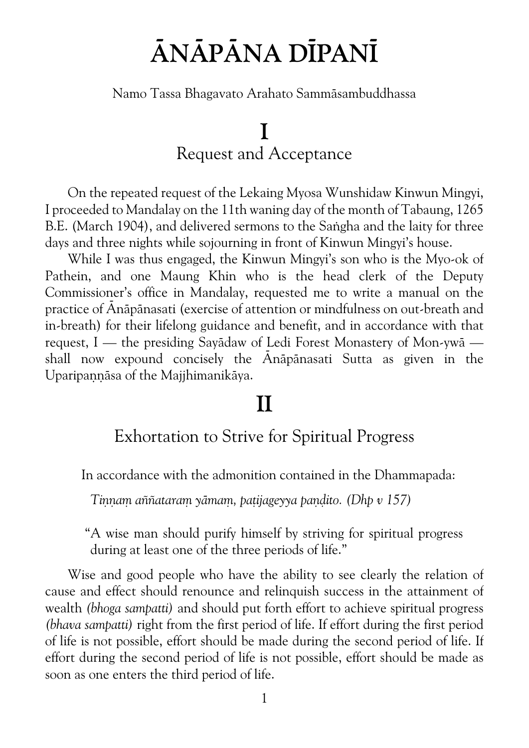# ĀNĀPĀNA DĪPANĪ

Namo Tassa Bhagavato Arahato Sammāsambuddhassa

## I
## Request and Acceptance

On the repeated request of the Lekaing Myosa Wunshidaw Kinwun Mingyi, I proceeded to Mandalay on the 11th waning day of the month of Tabaung, 1265 B.E. (March 1904), and delivered sermons to the Saṅgha and the laity for three days and three nights while sojourning in front of Kinwun Mingyi's house.

While I was thus engaged, the Kinwun Mingyi's son who is the Myo-ok of Pathein, and one Maung Khin who is the head clerk of the Deputy Commissioner's office in Mandalay, requested me to write a manual on the practice of Ānāpānasati (exercise of attention or mindfulness on out-breath and in-breath) for their lifelong guidance and benefit, and in accordance with that request, I — the presiding Sayādaw of Ledi Forest Monastery of Mon-ywā — shall now expound concisely the Ānāpānasati Sutta as given in the Uparipaṇṇāsa of the Majjhimanikāya.

## II
## Exhortation to Strive for Spiritual Progress

In accordance with the admonition contained in the Dhammapada:

*Tiṇṇaṃ aññataraṃ yāmaṃ, paṭijageyya paṇḍito. (Dhp v 157)*

> "A wise man should purify himself by striving for spiritual progress during at least one of the three periods of life."

Wise and good people who have the ability to see clearly the relation of cause and effect should renounce and relinquish success in the attainment of wealth *(bhoga sampatti)* and should put forth effort to achieve spiritual progress *(bhava sampatti)* right from the first period of life. If effort during the first period of life is not possible, effort should be made during the second period of life. If effort during the second period of life is not possible, effort should be made as soon as one enters the third period of life.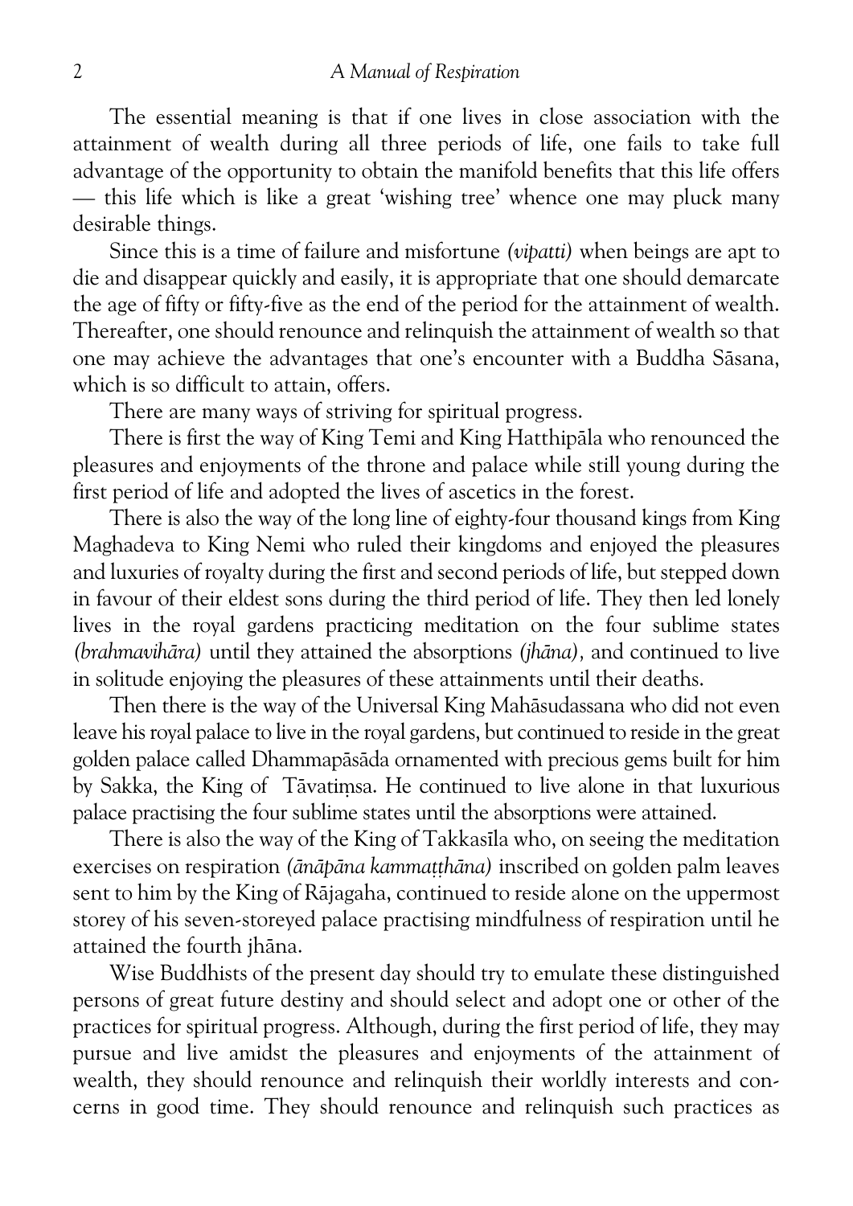The essential meaning is that if one lives in close association with the attainment of wealth during all three periods of life, one fails to take full advantage of the opportunity to obtain the manifold benefits that this life offers — this life which is like a great 'wishing tree' whence one may pluck many desirable things.

Since this is a time of failure and misfortune *(vipatti)* when beings are apt to die and disappear quickly and easily, it is appropriate that one should demarcate the age of fifty or fifty-five as the end of the period for the attainment of wealth. Thereafter, one should renounce and relinquish the attainment of wealth so that one may achieve the advantages that one's encounter with a Buddha Sāsana, which is so difficult to attain, offers.

There are many ways of striving for spiritual progress.

There is first the way of King Temi and King Hatthipāla who renounced the pleasures and enjoyments of the throne and palace while still young during the first period of life and adopted the lives of ascetics in the forest.

There is also the way of the long line of eighty-four thousand kings from King Maghadeva to King Nemi who ruled their kingdoms and enjoyed the pleasures and luxuries of royalty during the first and second periods of life, but stepped down in favour of their eldest sons during the third period of life. They then led lonely lives in the royal gardens practicing meditation on the four sublime states *(brahmavihāra)* until they attained the absorptions *(jhāna)*, and continued to live in solitude enjoying the pleasures of these attainments until their deaths.

Then there is the way of the Universal King Mahāsudassana who did not even leave his royal palace to live in the royal gardens, but continued to reside in the great golden palace called Dhammapāsāda ornamented with precious gems built for him by Sakka, the King of Tāvatiṃsa. He continued to live alone in that luxurious palace practising the four sublime states until the absorptions were attained.

There is also the way of the King of Takkasīla who, on seeing the meditation exercises on respiration *(ānāpāna kammaṭṭhāna)* inscribed on golden palm leaves sent to him by the King of Rājagaha, continued to reside alone on the uppermost storey of his seven-storeyed palace practising mindfulness of respiration until he attained the fourth jhāna.

Wise Buddhists of the present day should try to emulate these distinguished persons of great future destiny and should select and adopt one or other of the practices for spiritual progress. Although, during the first period of life, they may pursue and live amidst the pleasures and enjoyments of the attainment of wealth, they should renounce and relinquish their worldly interests and concerns in good time. They should renounce and relinquish such practices as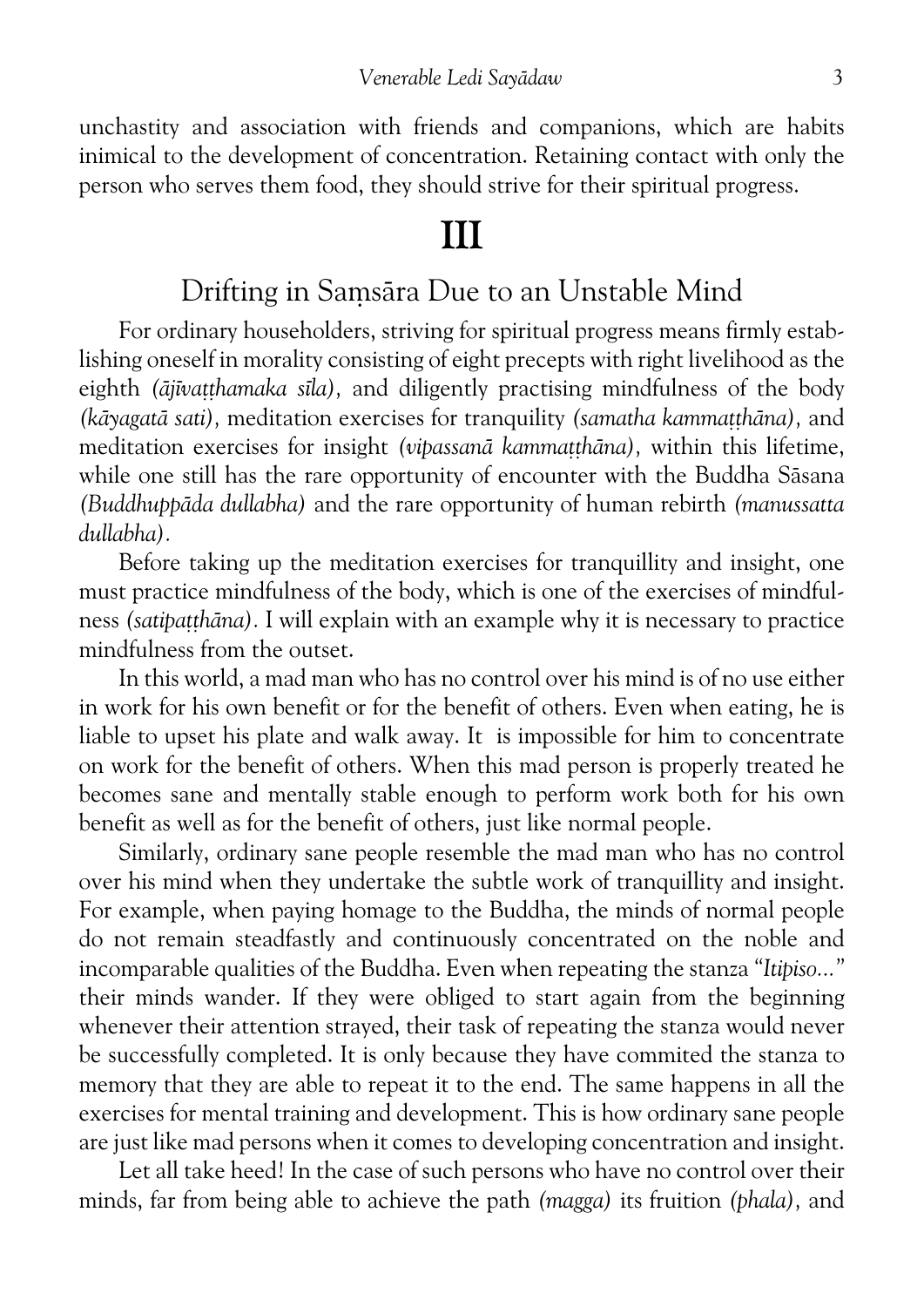unchastity and association with friends and companions, which are habits inimical to the development of concentration. Retaining contact with only the person who serves them food, they should strive for their spiritual progress.

# III

## Drifting in Saṃsāra Due to an Unstable Mind

For ordinary householders, striving for spiritual progress means firmly establishing oneself in morality consisting of eight precepts with right livelihood as the eighth *(ājīvaṭṭhamaka sīla)*, and diligently practising mindfulness of the body *(kāyagatā sati)*, meditation exercises for tranquility *(samatha kammaṭṭhāna)*, and meditation exercises for insight *(vipassanā kammaṭṭhāna)*, within this lifetime, while one still has the rare opportunity of encounter with the Buddha Sāsana *(Buddhuppāda dullabha)* and the rare opportunity of human rebirth *(manussatta dullabha)*.

Before taking up the meditation exercises for tranquillity and insight, one must practice mindfulness of the body, which is one of the exercises of mindfulness *(satipaṭṭhāna)*. I will explain with an example why it is necessary to practice mindfulness from the outset.

In this world, a mad man who has no control over his mind is of no use either in work for his own benefit or for the benefit of others. Even when eating, he is liable to upset his plate and walk away. It is impossible for him to concentrate on work for the benefit of others. When this mad person is properly treated he becomes sane and mentally stable enough to perform work both for his own benefit as well as for the benefit of others, just like normal people.

Similarly, ordinary sane people resemble the mad man who has no control over his mind when they undertake the subtle work of tranquillity and insight. For example, when paying homage to the Buddha, the minds of normal people do not remain steadfastly and continuously concentrated on the noble and incomparable qualities of the Buddha. Even when repeating the stanza "*Itipiso...*" their minds wander. If they were obliged to start again from the beginning whenever their attention strayed, their task of repeating the stanza would never be successfully completed. It is only because they have commited the stanza to memory that they are able to repeat it to the end. The same happens in all the exercises for mental training and development. This is how ordinary sane people are just like mad persons when it comes to developing concentration and insight.

Let all take heed! In the case of such persons who have no control over their minds, far from being able to achieve the path *(magga)* its fruition *(phala)*, and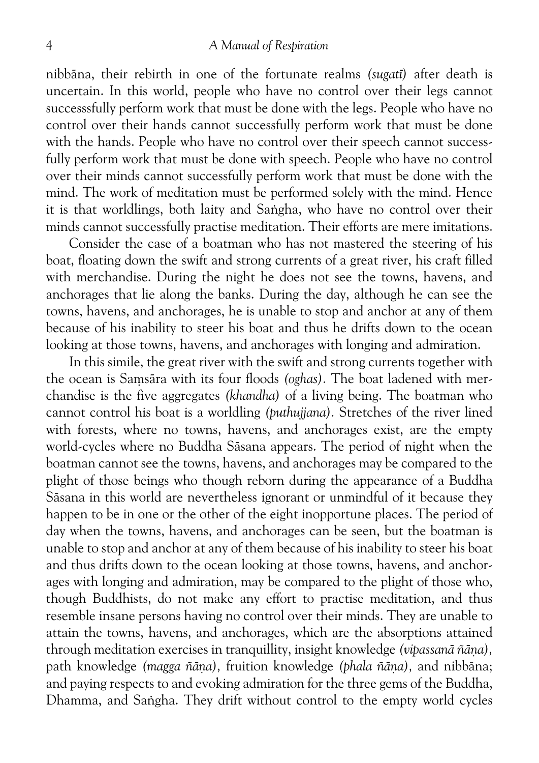nibbāna, their rebirth in one of the fortunate realms *(sugatī)* after death is uncertain. In this world, people who have no control over their legs cannot successsfully perform work that must be done with the legs. People who have no control over their hands cannot successfully perform work that must be done with the hands. People who have no control over their speech cannot successfully perform work that must be done with speech. People who have no control over their minds cannot successfully perform work that must be done with the mind. The work of meditation must be performed solely with the mind. Hence it is that worldlings, both laity and Saṅgha, who have no control over their minds cannot successfully practise meditation. Their efforts are mere imitations.

Consider the case of a boatman who has not mastered the steering of his boat, floating down the swift and strong currents of a great river, his craft filled with merchandise. During the night he does not see the towns, havens, and anchorages that lie along the banks. During the day, although he can see the towns, havens, and anchorages, he is unable to stop and anchor at any of them because of his inability to steer his boat and thus he drifts down to the ocean looking at those towns, havens, and anchorages with longing and admiration.

In this simile, the great river with the swift and strong currents together with the ocean is Saṃsāra with its four floods *(oghas)*. The boat ladened with merchandise is the five aggregates *(khandha)* of a living being. The boatman who cannot control his boat is a worldling *(puthujjana)*. Stretches of the river lined with forests, where no towns, havens, and anchorages exist, are the empty world-cycles where no Buddha Sāsana appears. The period of night when the boatman cannot see the towns, havens, and anchorages may be compared to the plight of those beings who though reborn during the appearance of a Buddha Sāsana in this world are nevertheless ignorant or unmindful of it because they happen to be in one or the other of the eight inopportune places. The period of day when the towns, havens, and anchorages can be seen, but the boatman is unable to stop and anchor at any of them because of his inability to steer his boat and thus drifts down to the ocean looking at those towns, havens, and anchorages with longing and admiration, may be compared to the plight of those who, though Buddhists, do not make any effort to practise meditation, and thus resemble insane persons having no control over their minds. They are unable to attain the towns, havens, and anchorages, which are the absorptions attained through meditation exercises in tranquillity, insight knowledge *(vipassanā ñāṇa)*, path knowledge *(magga ñāṇa)*, fruition knowledge *(phala ñāṇa)*, and nibbāna; and paying respects to and evoking admiration for the three gems of the Buddha, Dhamma, and Saṅgha. They drift without control to the empty world cycles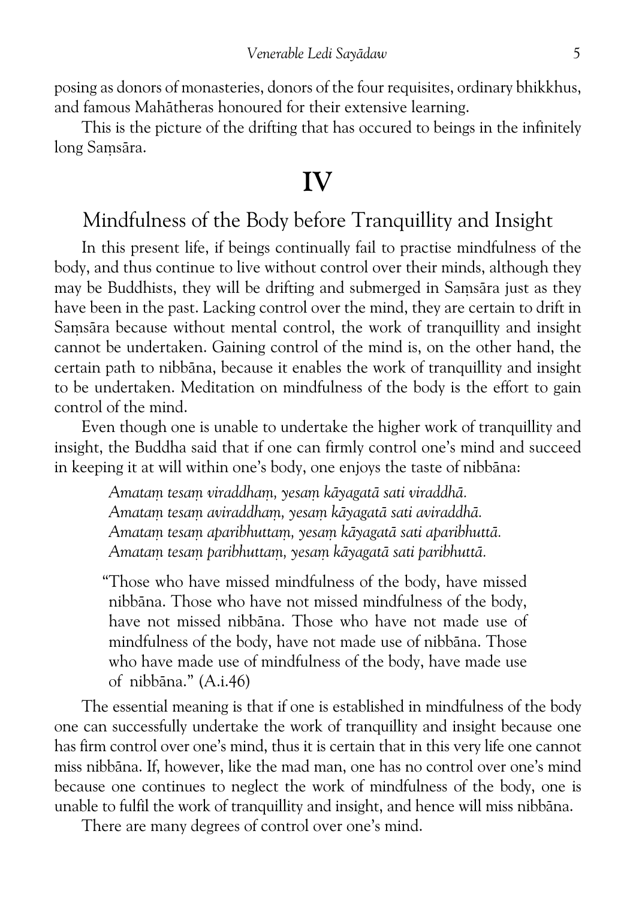posing as donors of monasteries, donors of the four requisites, ordinary bhikkhus, and famous Mahātheras honoured for their extensive learning.

This is the picture of the drifting that has occured to beings in the infinitely long Saṃsāra.

# IV

## Mindfulness of the Body before Tranquillity and Insight

In this present life, if beings continually fail to practise mindfulness of the body, and thus continue to live without control over their minds, although they may be Buddhists, they will be drifting and submerged in Saṃsāra just as they have been in the past. Lacking control over the mind, they are certain to drift in Saṃsāra because without mental control, the work of tranquillity and insight cannot be undertaken. Gaining control of the mind is, on the other hand, the certain path to nibbāna, because it enables the work of tranquillity and insight to be undertaken. Meditation on mindfulness of the body is the effort to gain control of the mind.

Even though one is unable to undertake the higher work of tranquillity and insight, the Buddha said that if one can firmly control one's mind and succeed in keeping it at will within one's body, one enjoys the taste of nibbāna:

> *Amataṃ tesaṃ viraddhaṃ, yesaṃ kāyagatā sati viraddhā.*
> *Amataṃ tesaṃ aviraddhaṃ, yesaṃ kāyagatā sati aviraddhā.*
> *Amataṃ tesaṃ aparibhuttaṃ, yesaṃ kāyagatā sati aparibhuttā.*
> *Amataṃ tesaṃ paribhuttaṃ, yesaṃ kāyagatā sati paribhuttā.*

> "Those who have missed mindfulness of the body, have missed nibbāna. Those who have not missed mindfulness of the body, have not missed nibbāna. Those who have not made use of mindfulness of the body, have not made use of nibbāna. Those who have made use of mindfulness of the body, have made use of nibbāna." (A.i.46)

The essential meaning is that if one is established in mindfulness of the body one can successfully undertake the work of tranquillity and insight because one has firm control over one's mind, thus it is certain that in this very life one cannot miss nibbāna. If, however, like the mad man, one has no control over one's mind because one continues to neglect the work of mindfulness of the body, one is unable to fulfil the work of tranquillity and insight, and hence will miss nibbāna.

There are many degrees of control over one's mind.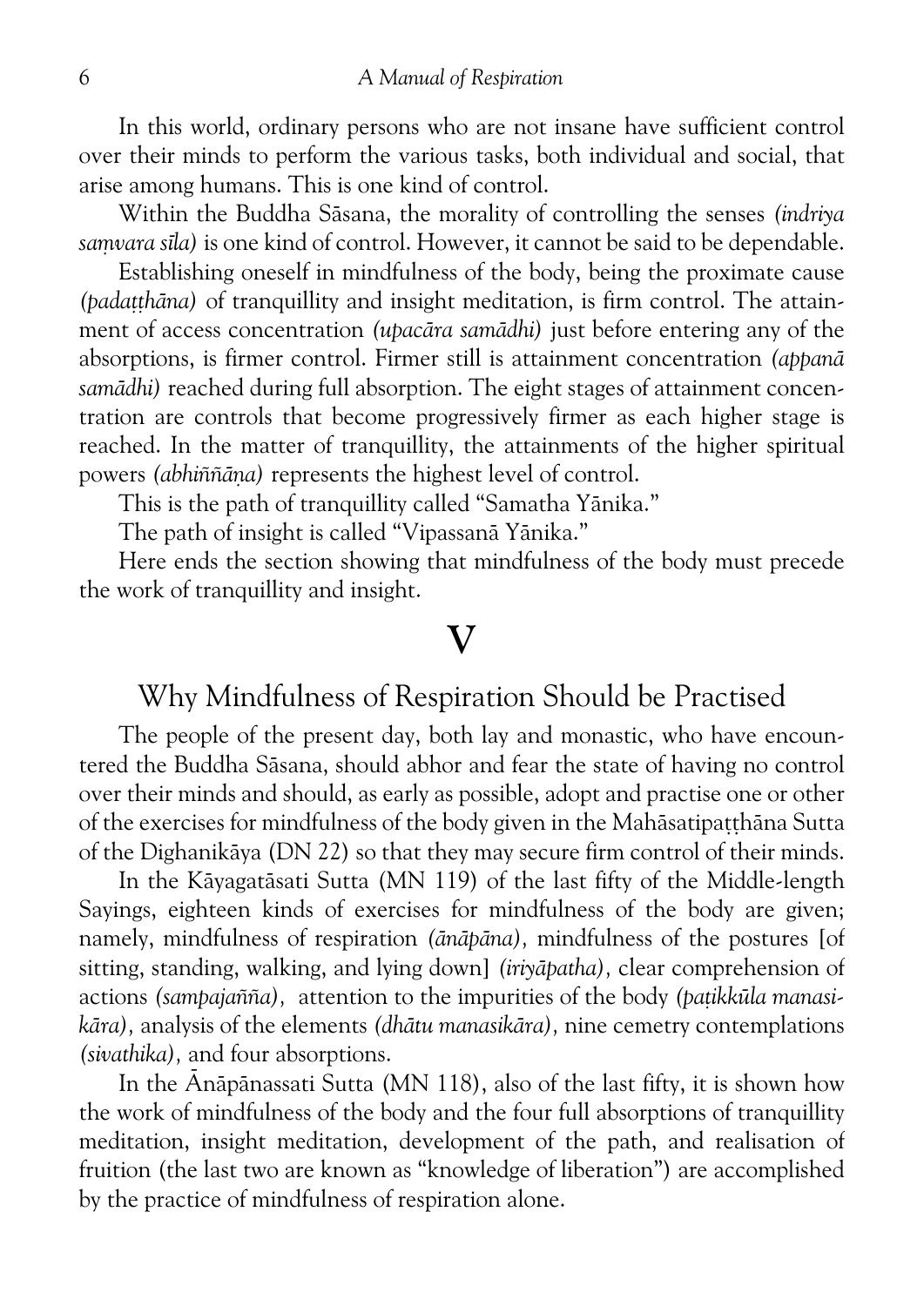In this world, ordinary persons who are not insane have sufficient control over their minds to perform the various tasks, both individual and social, that arise among humans. This is one kind of control.

Within the Buddha Sāsana, the morality of controlling the senses *(indriya saṃvara sīla)* is one kind of control. However, it cannot be said to be dependable.

Establishing oneself in mindfulness of the body, being the proximate cause *(padaṭṭhāna)* of tranquillity and insight meditation, is firm control. The attainment of access concentration *(upacāra samādhi)* just before entering any of the absorptions, is firmer control. Firmer still is attainment concentration *(appanā samādhi)* reached during full absorption. The eight stages of attainment concentration are controls that become progressively firmer as each higher stage is reached. In the matter of tranquillity, the attainments of the higher spiritual powers *(abhiññāṇa)* represents the highest level of control.

This is the path of tranquillity called "Samatha Yānika."

The path of insight is called "Vipassanā Yānika."

Here ends the section showing that mindfulness of the body must precede the work of tranquillity and insight.

# V

## Why Mindfulness of Respiration Should be Practised

The people of the present day, both lay and monastic, who have encountered the Buddha Sāsana, should abhor and fear the state of having no control over their minds and should, as early as possible, adopt and practise one or other of the exercises for mindfulness of the body given in the Mahāsatipaṭṭhāna Sutta of the Dighanikāya (DN 22) so that they may secure firm control of their minds.

In the Kāyagatāsati Sutta (MN 119) of the last fifty of the Middle-length Sayings, eighteen kinds of exercises for mindfulness of the body are given; namely, mindfulness of respiration *(ānāpāna)*, mindfulness of the postures [of sitting, standing, walking, and lying down] *(iriyāpatha)*, clear comprehension of actions *(sampajañña)*, attention to the impurities of the body *(paṭikkūla manasikāra)*, analysis of the elements *(dhātu manasikāra)*, nine cemetry contemplations *(sivathika)*, and four absorptions.

In the Ānāpānassati Sutta (MN 118), also of the last fifty, it is shown how the work of mindfulness of the body and the four full absorptions of tranquillity meditation, insight meditation, development of the path, and realisation of fruition (the last two are known as "knowledge of liberation") are accomplished by the practice of mindfulness of respiration alone.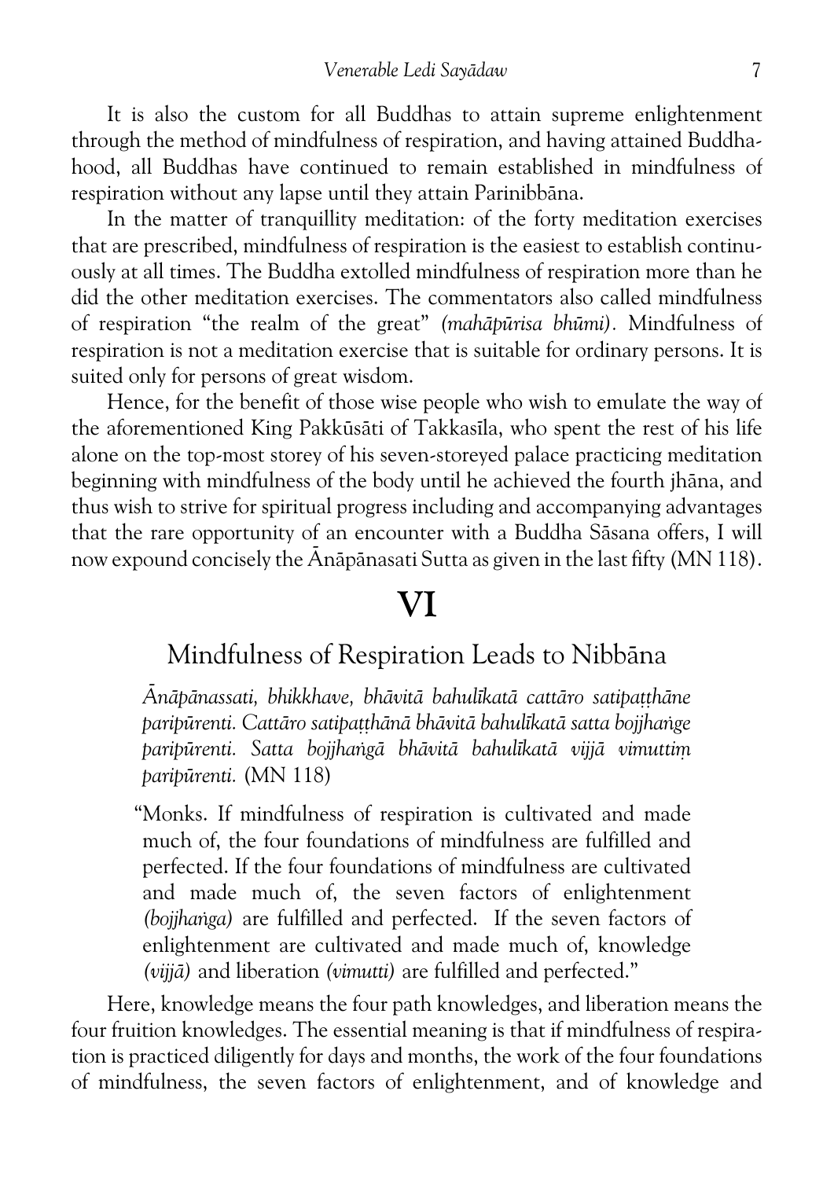It is also the custom for all Buddhas to attain supreme enlightenment through the method of mindfulness of respiration, and having attained Buddhahood, all Buddhas have continued to remain established in mindfulness of respiration without any lapse until they attain Parinibbāna.

In the matter of tranquillity meditation: of the forty meditation exercises that are prescribed, mindfulness of respiration is the easiest to establish continuously at all times. The Buddha extolled mindfulness of respiration more than he did the other meditation exercises. The commentators also called mindfulness of respiration "the realm of the great" *(mahāpūrisa bhūmi)*. Mindfulness of respiration is not a meditation exercise that is suitable for ordinary persons. It is suited only for persons of great wisdom.

Hence, for the benefit of those wise people who wish to emulate the way of the aforementioned King Pakkūsāti of Takkasīla, who spent the rest of his life alone on the top-most storey of his seven-storeyed palace practicing meditation beginning with mindfulness of the body until he achieved the fourth jhāna, and thus wish to strive for spiritual progress including and accompanying advantages that the rare opportunity of an encounter with a Buddha Sāsana offers, I will now expound concisely the Ānāpānasati Sutta as given in the last fifty (MN 118).

# VI

## Mindfulness of Respiration Leads to Nibbāna

> *Ānāpānassati, bhikkhave, bhāvitā bahulīkatā cattāro satipaṭṭhāne paripūrenti. Cattāro satipaṭṭhānā bhāvitā bahulīkatā satta bojjhaṅge paripūrenti. Satta bojjhaṅgā bhāvitā bahulīkatā vijjā vimuttiṃ paripūrenti.* (MN 118)
>
> "Monks. If mindfulness of respiration is cultivated and made much of, the four foundations of mindfulness are fulfilled and perfected. If the four foundations of mindfulness are cultivated and made much of, the seven factors of enlightenment *(bojjhaṅga)* are fulfilled and perfected. If the seven factors of enlightenment are cultivated and made much of, knowledge *(vijjā)* and liberation *(vimutti)* are fulfilled and perfected."

Here, knowledge means the four path knowledges, and liberation means the four fruition knowledges. The essential meaning is that if mindfulness of respiration is practiced diligently for days and months, the work of the four foundations of mindfulness, the seven factors of enlightenment, and of knowledge and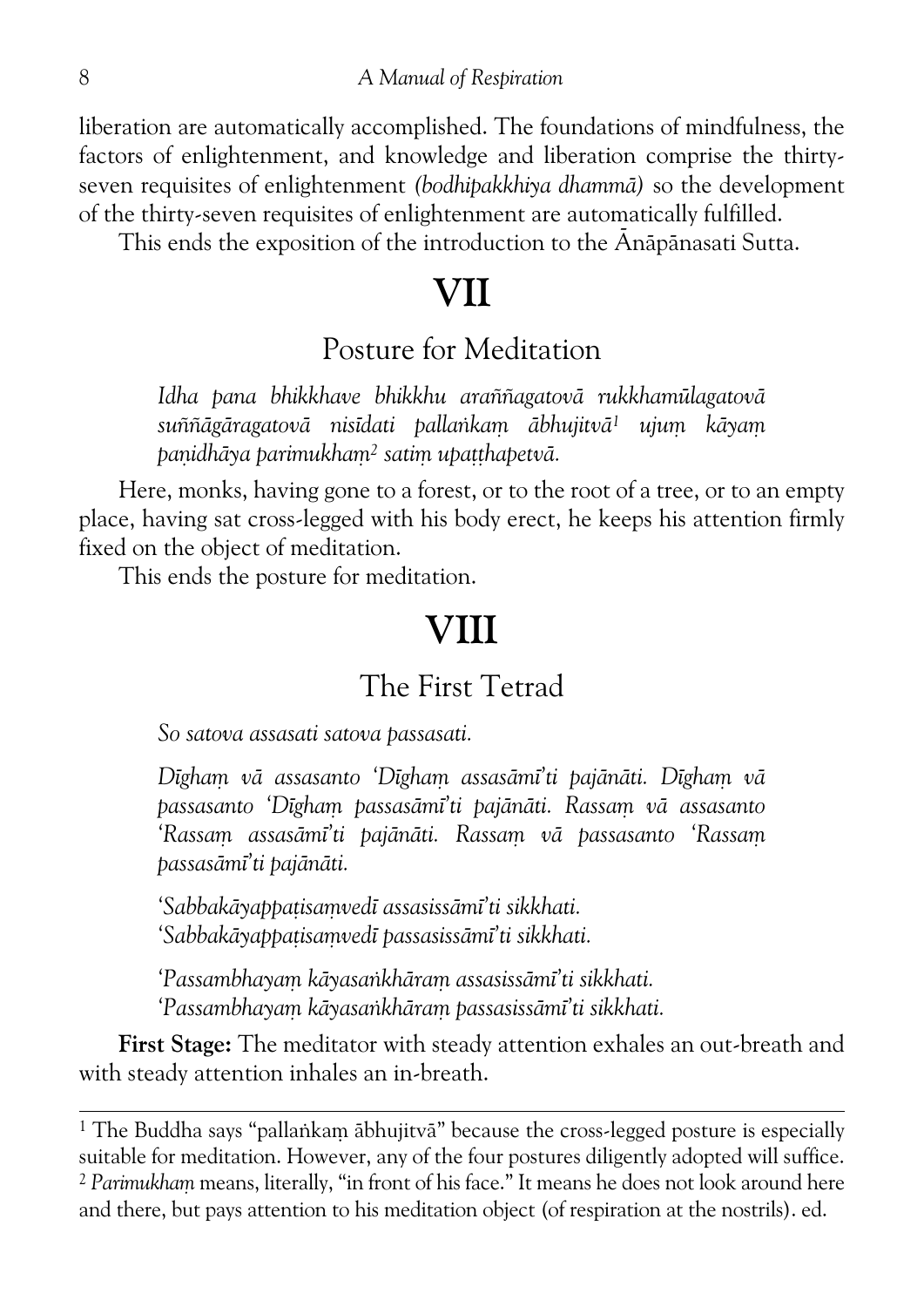liberation are automatically accomplished. The foundations of mindfulness, the factors of enlightenment, and knowledge and liberation comprise the thirty-seven requisites of enlightenment *(bodhipakkhiya dhammā)* so the development of the thirty-seven requisites of enlightenment are automatically fulfilled.

This ends the exposition of the introduction to the Ānāpānasati Sutta.

# VII

## Posture for Meditation

*Idha pana bhikkhave bhikkhu araññagatovā rukkhamūlagatovā suññāgāragatovā nisīdati pallaṅkaṃ ābhujitvā*[1] *ujuṃ kāyaṃ paṇidhāya parimukhaṃ*[2] *satiṃ upaṭṭhapetvā.*

Here, monks, having gone to a forest, or to the root of a tree, or to an empty place, having sat cross-legged with his body erect, he keeps his attention firmly fixed on the object of meditation.

This ends the posture for meditation.

# VIII

## The First Tetrad

*So satova assasati satova passasati.*

*Dīghaṃ vā assasanto 'Dīghaṃ assasāmī'ti pajānāti. Dīghaṃ vā passasanto 'Dīghaṃ passasāmī'ti pajānāti. Rassaṃ vā assasanto 'Rassaṃ assasāmī'ti pajānāti. Rassaṃ vā passasanto 'Rassaṃ passasāmī'ti pajānāti.*

*'Sabbakāyappaṭisaṃvedī assasissāmī'ti sikkhati.*
*'Sabbakāyappaṭisaṃvedī passasissāmī'ti sikkhati.*

*'Passambhayaṃ kāyasaṅkhāraṃ assasissāmī'ti sikkhati.*
*'Passambhayaṃ kāyasaṅkhāraṃ passasissāmī'ti sikkhati.*

**First Stage:** The meditator with steady attention exhales an out-breath and with steady attention inhales an in-breath.

---

[1] The Buddha says "pallaṅkaṃ ābhujitvā" because the cross-legged posture is especially suitable for meditation. However, any of the four postures diligently adopted will suffice.

[2] *Parimukhaṃ* means, literally, "in front of his face." It means he does not look around here and there, but pays attention to his meditation object (of respiration at the nostrils). ed.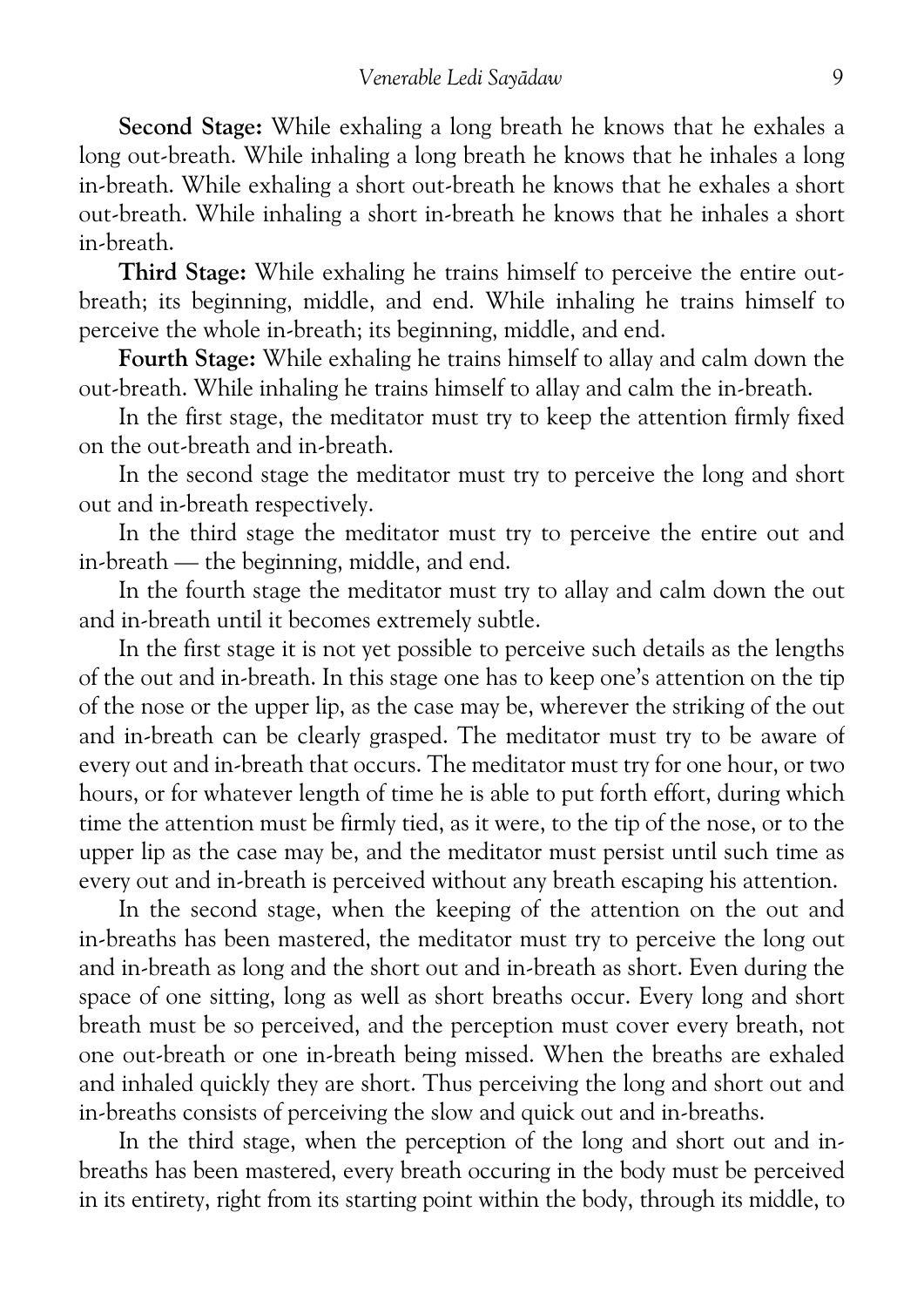**Second Stage:** While exhaling a long breath he knows that he exhales a long out-breath. While inhaling a long breath he knows that he inhales a long in-breath. While exhaling a short out-breath he knows that he exhales a short out-breath. While inhaling a short in-breath he knows that he inhales a short in-breath.

**Third Stage:** While exhaling he trains himself to perceive the entire out-breath; its beginning, middle, and end. While inhaling he trains himself to perceive the whole in-breath; its beginning, middle, and end.

**Fourth Stage:** While exhaling he trains himself to allay and calm down the out-breath. While inhaling he trains himself to allay and calm the in-breath.

In the first stage, the meditator must try to keep the attention firmly fixed on the out-breath and in-breath.

In the second stage the meditator must try to perceive the long and short out and in-breath respectively.

In the third stage the meditator must try to perceive the entire out and in-breath — the beginning, middle, and end.

In the fourth stage the meditator must try to allay and calm down the out and in-breath until it becomes extremely subtle.

In the first stage it is not yet possible to perceive such details as the lengths of the out and in-breath. In this stage one has to keep one's attention on the tip of the nose or the upper lip, as the case may be, wherever the striking of the out and in-breath can be clearly grasped. The meditator must try to be aware of every out and in-breath that occurs. The meditator must try for one hour, or two hours, or for whatever length of time he is able to put forth effort, during which time the attention must be firmly tied, as it were, to the tip of the nose, or to the upper lip as the case may be, and the meditator must persist until such time as every out and in-breath is perceived without any breath escaping his attention.

In the second stage, when the keeping of the attention on the out and in-breaths has been mastered, the meditator must try to perceive the long out and in-breath as long and the short out and in-breath as short. Even during the space of one sitting, long as well as short breaths occur. Every long and short breath must be so perceived, and the perception must cover every breath, not one out-breath or one in-breath being missed. When the breaths are exhaled and inhaled quickly they are short. Thus perceiving the long and short out and in-breaths consists of perceiving the slow and quick out and in-breaths.

In the third stage, when the perception of the long and short out and in-breaths has been mastered, every breath occuring in the body must be perceived in its entirety, right from its starting point within the body, through its middle, to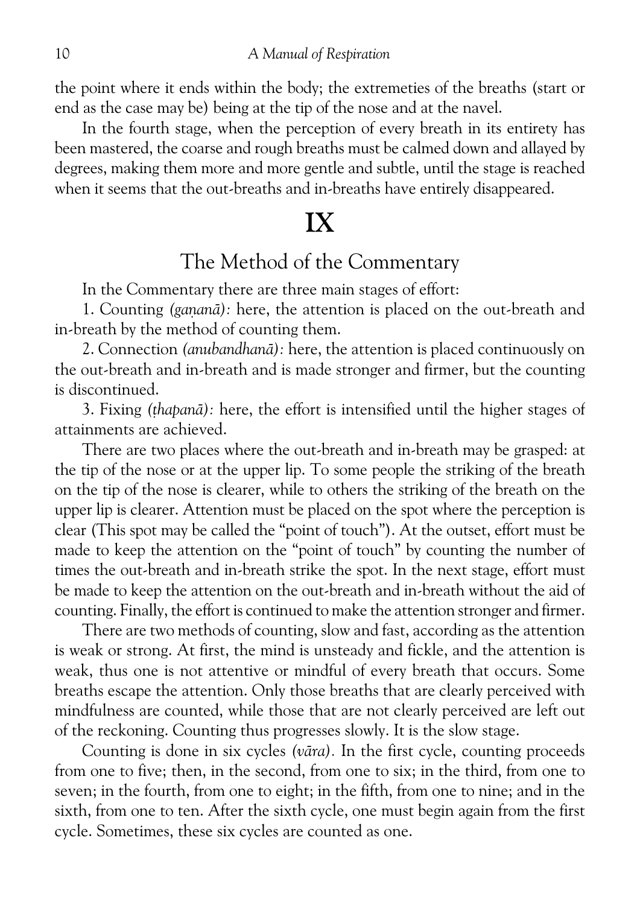the point where it ends within the body; the extremeties of the breaths (start or end as the case may be) being at the tip of the nose and at the navel.

In the fourth stage, when the perception of every breath in its entirety has been mastered, the coarse and rough breaths must be calmed down and allayed by degrees, making them more and more gentle and subtle, until the stage is reached when it seems that the out-breaths and in-breaths have entirely disappeared.

# IX

## The Method of the Commentary

In the Commentary there are three main stages of effort:

1. Counting *(gaṇanā):* here, the attention is placed on the out-breath and in-breath by the method of counting them.

2. Connection *(anubandhanā):* here, the attention is placed continuously on the out-breath and in-breath and is made stronger and firmer, but the counting is discontinued.

3. Fixing *(ṭhapanā):* here, the effort is intensified until the higher stages of attainments are achieved.

There are two places where the out-breath and in-breath may be grasped: at the tip of the nose or at the upper lip. To some people the striking of the breath on the tip of the nose is clearer, while to others the striking of the breath on the upper lip is clearer. Attention must be placed on the spot where the perception is clear (This spot may be called the "point of touch"). At the outset, effort must be made to keep the attention on the "point of touch" by counting the number of times the out-breath and in-breath strike the spot. In the next stage, effort must be made to keep the attention on the out-breath and in-breath without the aid of counting. Finally, the effort is continued to make the attention stronger and firmer.

There are two methods of counting, slow and fast, according as the attention is weak or strong. At first, the mind is unsteady and fickle, and the attention is weak, thus one is not attentive or mindful of every breath that occurs. Some breaths escape the attention. Only those breaths that are clearly perceived with mindfulness are counted, while those that are not clearly perceived are left out of the reckoning. Counting thus progresses slowly. It is the slow stage.

Counting is done in six cycles *(vāra).* In the first cycle, counting proceeds from one to five; then, in the second, from one to six; in the third, from one to seven; in the fourth, from one to eight; in the fifth, from one to nine; and in the sixth, from one to ten. After the sixth cycle, one must begin again from the first cycle. Sometimes, these six cycles are counted as one.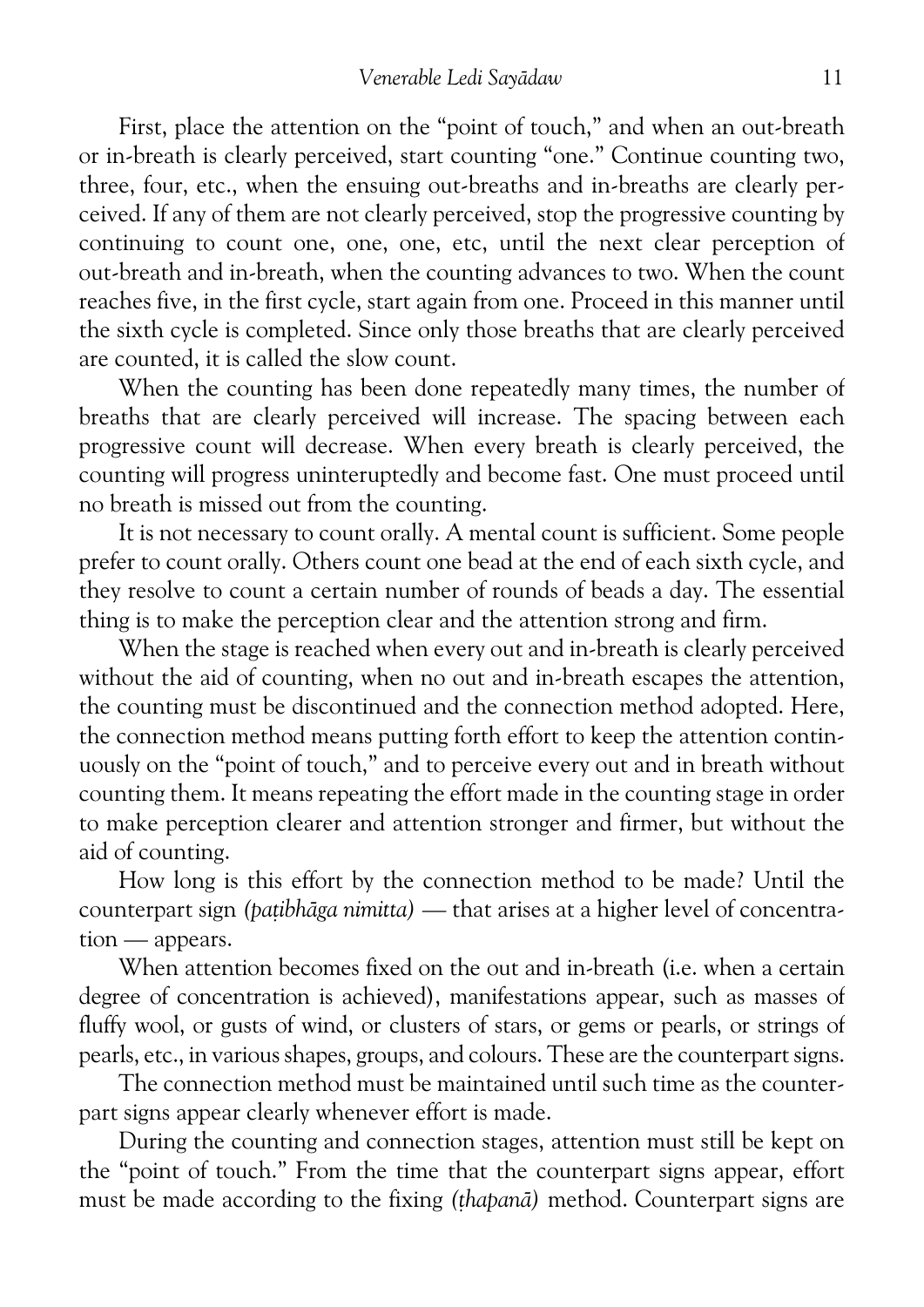First, place the attention on the "point of touch," and when an out-breath or in-breath is clearly perceived, start counting "one." Continue counting two, three, four, etc., when the ensuing out-breaths and in-breaths are clearly perceived. If any of them are not clearly perceived, stop the progressive counting by continuing to count one, one, one, etc, until the next clear perception of out-breath and in-breath, when the counting advances to two. When the count reaches five, in the first cycle, start again from one. Proceed in this manner until the sixth cycle is completed. Since only those breaths that are clearly perceived are counted, it is called the slow count.

When the counting has been done repeatedly many times, the number of breaths that are clearly perceived will increase. The spacing between each progressive count will decrease. When every breath is clearly perceived, the counting will progress uninteruptedly and become fast. One must proceed until no breath is missed out from the counting.

It is not necessary to count orally. A mental count is sufficient. Some people prefer to count orally. Others count one bead at the end of each sixth cycle, and they resolve to count a certain number of rounds of beads a day. The essential thing is to make the perception clear and the attention strong and firm.

When the stage is reached when every out and in-breath is clearly perceived without the aid of counting, when no out and in-breath escapes the attention, the counting must be discontinued and the connection method adopted. Here, the connection method means putting forth effort to keep the attention continuously on the "point of touch," and to perceive every out and in breath without counting them. It means repeating the effort made in the counting stage in order to make perception clearer and attention stronger and firmer, but without the aid of counting.

How long is this effort by the connection method to be made? Until the counterpart sign *(paṭibhāga nimitta)* — that arises at a higher level of concentration — appears.

When attention becomes fixed on the out and in-breath (i.e. when a certain degree of concentration is achieved), manifestations appear, such as masses of fluffy wool, or gusts of wind, or clusters of stars, or gems or pearls, or strings of pearls, etc., in various shapes, groups, and colours. These are the counterpart signs.

The connection method must be maintained until such time as the counterpart signs appear clearly whenever effort is made.

During the counting and connection stages, attention must still be kept on the "point of touch." From the time that the counterpart signs appear, effort must be made according to the fixing *(ṭhapanā)* method. Counterpart signs are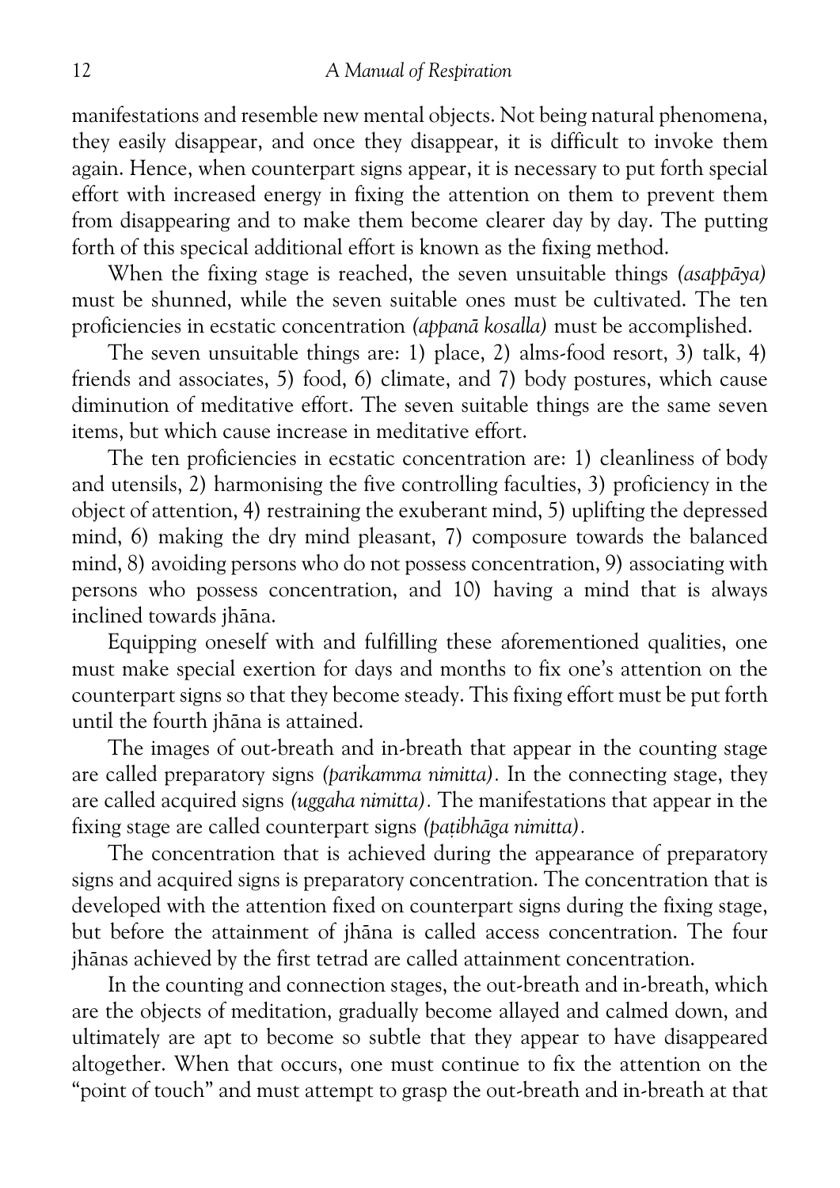manifestations and resemble new mental objects. Not being natural phenomena, they easily disappear, and once they disappear, it is difficult to invoke them again. Hence, when counterpart signs appear, it is necessary to put forth special effort with increased energy in fixing the attention on them to prevent them from disappearing and to make them become clearer day by day. The putting forth of this specical additional effort is known as the fixing method.

When the fixing stage is reached, the seven unsuitable things *(asappāya)* must be shunned, while the seven suitable ones must be cultivated. The ten proficiencies in ecstatic concentration *(appanā kosalla)* must be accomplished.

The seven unsuitable things are: 1) place, 2) alms-food resort, 3) talk, 4) friends and associates, 5) food, 6) climate, and 7) body postures, which cause diminution of meditative effort. The seven suitable things are the same seven items, but which cause increase in meditative effort.

The ten proficiencies in ecstatic concentration are: 1) cleanliness of body and utensils, 2) harmonising the five controlling faculties, 3) proficiency in the object of attention, 4) restraining the exuberant mind, 5) uplifting the depressed mind, 6) making the dry mind pleasant, 7) composure towards the balanced mind, 8) avoiding persons who do not possess concentration, 9) associating with persons who possess concentration, and 10) having a mind that is always inclined towards jhāna.

Equipping oneself with and fulfilling these aforementioned qualities, one must make special exertion for days and months to fix one's attention on the counterpart signs so that they become steady. This fixing effort must be put forth until the fourth jhāna is attained.

The images of out-breath and in-breath that appear in the counting stage are called preparatory signs *(parikamma nimitta)*. In the connecting stage, they are called acquired signs *(uggaha nimitta)*. The manifestations that appear in the fixing stage are called counterpart signs *(paṭibhāga nimitta)*.

The concentration that is achieved during the appearance of preparatory signs and acquired signs is preparatory concentration. The concentration that is developed with the attention fixed on counterpart signs during the fixing stage, but before the attainment of jhāna is called access concentration. The four jhānas achieved by the first tetrad are called attainment concentration.

In the counting and connection stages, the out-breath and in-breath, which are the objects of meditation, gradually become allayed and calmed down, and ultimately are apt to become so subtle that they appear to have disappeared altogether. When that occurs, one must continue to fix the attention on the "point of touch" and must attempt to grasp the out-breath and in-breath at that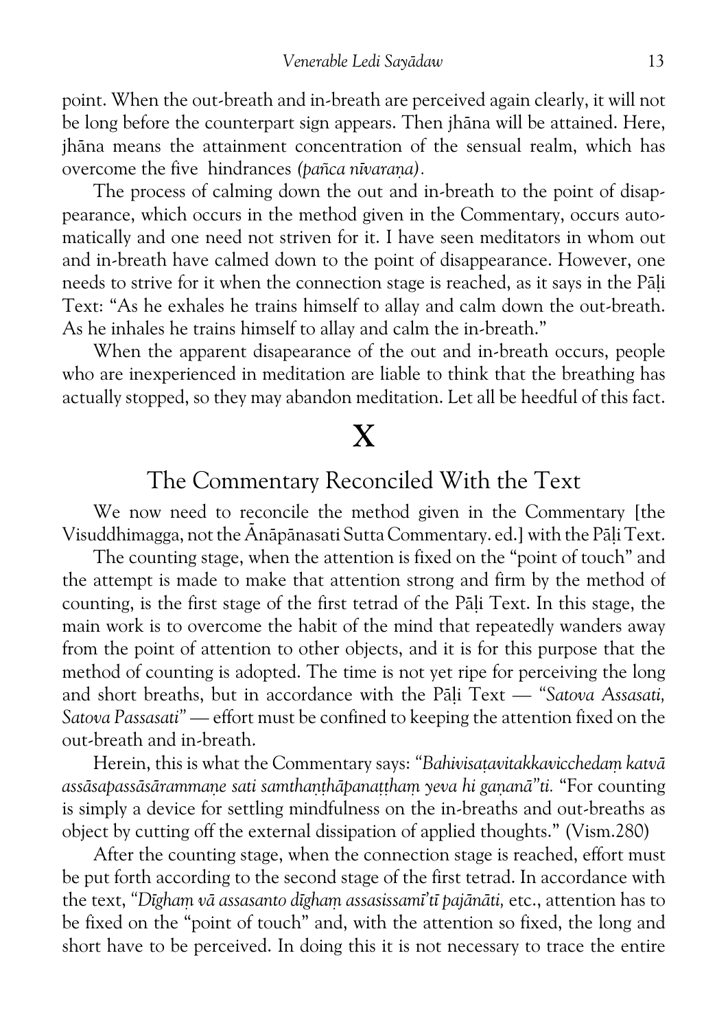point. When the out-breath and in-breath are perceived again clearly, it will not be long before the counterpart sign appears. Then jhāna will be attained. Here, jhāna means the attainment concentration of the sensual realm, which has overcome the five hindrances *(pañca nīvaraṇa)*.

The process of calming down the out and in-breath to the point of disappearance, which occurs in the method given in the Commentary, occurs automatically and one need not striven for it. I have seen meditators in whom out and in-breath have calmed down to the point of disappearance. However, one needs to strive for it when the connection stage is reached, as it says in the Pāḷi Text: "As he exhales he trains himself to allay and calm down the out-breath. As he inhales he trains himself to allay and calm the in-breath."

When the apparent disapearance of the out and in-breath occurs, people who are inexperienced in meditation are liable to think that the breathing has actually stopped, so they may abandon meditation. Let all be heedful of this fact.

# X

## The Commentary Reconciled With the Text

We now need to reconcile the method given in the Commentary [the Visuddhimagga, not the Ānāpānasati Sutta Commentary. ed.] with the Pāḷi Text.

The counting stage, when the attention is fixed on the "point of touch" and the attempt is made to make that attention strong and firm by the method of counting, is the first stage of the first tetrad of the Pāḷi Text. In this stage, the main work is to overcome the habit of the mind that repeatedly wanders away from the point of attention to other objects, and it is for this purpose that the method of counting is adopted. The time is not yet ripe for perceiving the long and short breaths, but in accordance with the Pāḷi Text — *"Satova Assasati, Satova Passasati"* — effort must be confined to keeping the attention fixed on the out-breath and in-breath.

Herein, this is what the Commentary says: *"Bahivisaṭavitakkavicchedaṃ katvā assāsapassāsārammaṇe sati samthaṇṭhāpanaṭṭhaṃ yeva hi gaṇanā"ti.* "For counting is simply a device for settling mindfulness on the in-breaths and out-breaths as object by cutting off the external dissipation of applied thoughts." (Vism.280)

After the counting stage, when the connection stage is reached, effort must be put forth according to the second stage of the first tetrad. In accordance with the text, *"Dīghaṃ vā assasanto dīghaṃ assasissamī'tī pajānāti,* etc., attention has to be fixed on the "point of touch" and, with the attention so fixed, the long and short have to be perceived. In doing this it is not necessary to trace the entire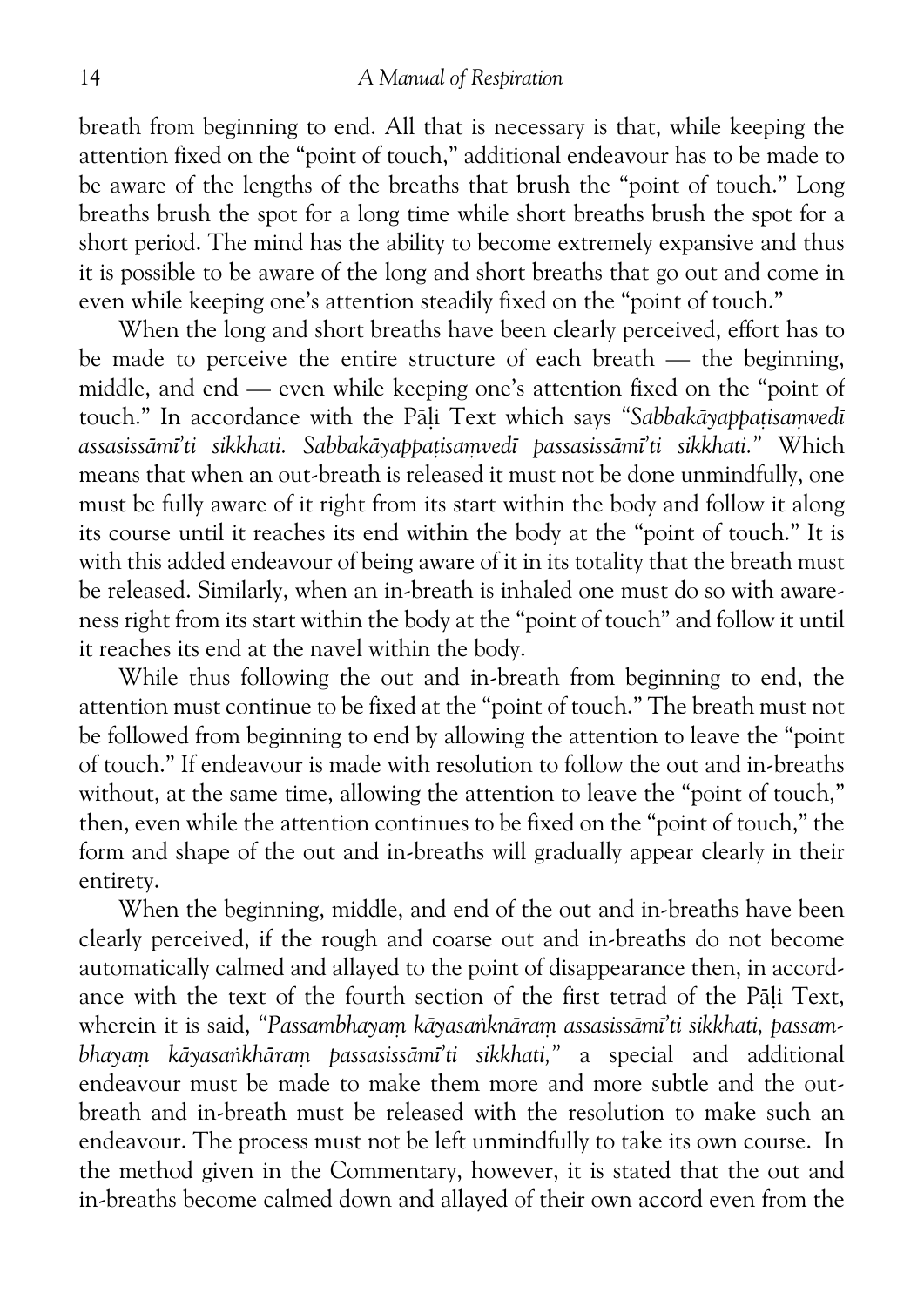breath from beginning to end. All that is necessary is that, while keeping the attention fixed on the "point of touch," additional endeavour has to be made to be aware of the lengths of the breaths that brush the "point of touch." Long breaths brush the spot for a long time while short breaths brush the spot for a short period. The mind has the ability to become extremely expansive and thus it is possible to be aware of the long and short breaths that go out and come in even while keeping one's attention steadily fixed on the "point of touch."

When the long and short breaths have been clearly perceived, effort has to be made to perceive the entire structure of each breath — the beginning, middle, and end — even while keeping one's attention fixed on the "point of touch." In accordance with the Pāḷi Text which says *"Sabbakāyappaṭisaṃvedī assasissāmī'ti sikkhati. Sabbakāyappaṭisaṃvedī passasissāmī'ti sikkhati."* Which means that when an out-breath is released it must not be done unmindfully, one must be fully aware of it right from its start within the body and follow it along its course until it reaches its end within the body at the "point of touch." It is with this added endeavour of being aware of it in its totality that the breath must be released. Similarly, when an in-breath is inhaled one must do so with awareness right from its start within the body at the "point of touch" and follow it until it reaches its end at the navel within the body.

While thus following the out and in-breath from beginning to end, the attention must continue to be fixed at the "point of touch." The breath must not be followed from beginning to end by allowing the attention to leave the "point of touch." If endeavour is made with resolution to follow the out and in-breaths without, at the same time, allowing the attention to leave the "point of touch," then, even while the attention continues to be fixed on the "point of touch," the form and shape of the out and in-breaths will gradually appear clearly in their entirety.

When the beginning, middle, and end of the out and in-breaths have been clearly perceived, if the rough and coarse out and in-breaths do not become automatically calmed and allayed to the point of disappearance then, in accordance with the text of the fourth section of the first tetrad of the Pāḷi Text, wherein it is said, *"Passambhayaṃ kāyasaṅknāraṃ assasissāmī'ti sikkhati, passambhayaṃ kāyasaṅkhāraṃ passasissāmī'ti sikkhati,"* a special and additional endeavour must be made to make them more and more subtle and the out-breath and in-breath must be released with the resolution to make such an endeavour. The process must not be left unmindfully to take its own course. In the method given in the Commentary, however, it is stated that the out and in-breaths become calmed down and allayed of their own accord even from the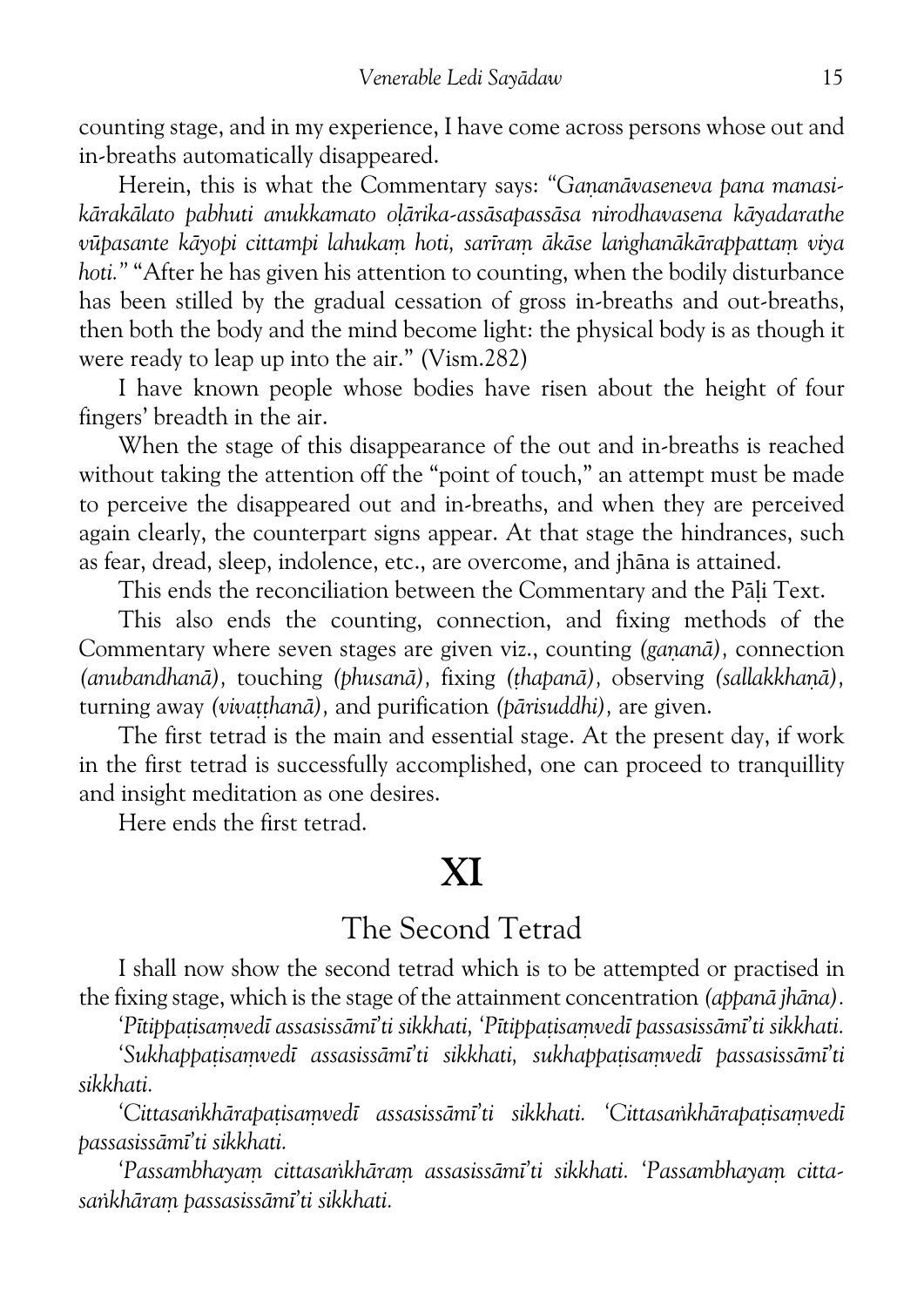counting stage, and in my experience, I have come across persons whose out and in-breaths automatically disappeared.

Herein, this is what the Commentary says: *"Gaṇanāvaseneva pana manasikārakālato pabhuti anukkamato oḷārika-assāsapassāsa nirodhavasena kāyadarathe vūpasante kāyopi cittampi lahukaṃ hoti, sarīraṃ ākāse laṅghanākārappattaṃ viya hoti."* "After he has given his attention to counting, when the bodily disturbance has been stilled by the gradual cessation of gross in-breaths and out-breaths, then both the body and the mind become light: the physical body is as though it were ready to leap up into the air." (Vism.282)

I have known people whose bodies have risen about the height of four fingers' breadth in the air.

When the stage of this disappearance of the out and in-breaths is reached without taking the attention off the "point of touch," an attempt must be made to perceive the disappeared out and in-breaths, and when they are perceived again clearly, the counterpart signs appear. At that stage the hindrances, such as fear, dread, sleep, indolence, etc., are overcome, and jhāna is attained.

This ends the reconciliation between the Commentary and the Pāḷi Text.

This also ends the counting, connection, and fixing methods of the Commentary where seven stages are given viz., counting *(gaṇanā)*, connection *(anubandhanā)*, touching *(phusanā)*, fixing *(ṭhapanā)*, observing *(sallakkhaṇā)*, turning away *(vivaṭṭhanā)*, and purification *(pārisuddhi)*, are given.

The first tetrad is the main and essential stage. At the present day, if work in the first tetrad is successfully accomplished, one can proceed to tranquillity and insight meditation as one desires.

Here ends the first tetrad.

# XI

## The Second Tetrad

I shall now show the second tetrad which is to be attempted or practised in the fixing stage, which is the stage of the attainment concentration *(appanā jhāna)*.

*'Pītippaṭisaṃvedī assasissāmī'ti sikkhati, 'Pītippaṭisaṃvedī passasissāmī'ti sikkhati.*

*'Sukhappaṭisaṃvedī assasissāmī'ti sikkhati, sukhappaṭisaṃvedī passasissāmī'ti sikkhati.*

*'Cittasaṅkhārapaṭisaṃvedī assasissāmī'ti sikkhati. 'Cittasaṅkhārapaṭisaṃvedī passasissāmī'ti sikkhati.*

*'Passambhayaṃ cittasaṅkhāraṃ assasissāmī'ti sikkhati. 'Passambhayaṃ cittasaṅkhāraṃ passasissāmī'ti sikkhati.*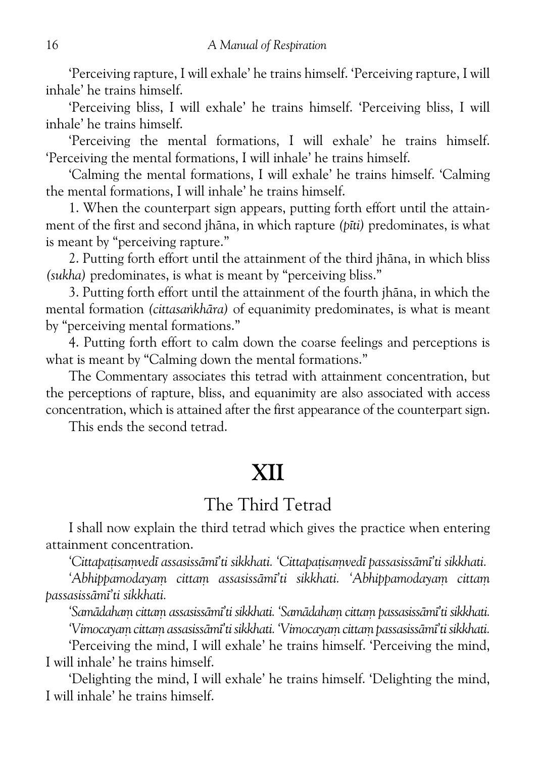'Perceiving rapture, I will exhale' he trains himself. 'Perceiving rapture, I will inhale' he trains himself.

'Perceiving bliss, I will exhale' he trains himself. 'Perceiving bliss, I will inhale' he trains himself.

'Perceiving the mental formations, I will exhale' he trains himself. 'Perceiving the mental formations, I will inhale' he trains himself.

'Calming the mental formations, I will exhale' he trains himself. 'Calming the mental formations, I will inhale' he trains himself.

1. When the counterpart sign appears, putting forth effort until the attainment of the first and second jhāna, in which rapture *(pīti)* predominates, is what is meant by "perceiving rapture."

2. Putting forth effort until the attainment of the third jhāna, in which bliss *(sukha)* predominates, is what is meant by "perceiving bliss."

3. Putting forth effort until the attainment of the fourth jhāna, in which the mental formation *(cittasaṅkhāra)* of equanimity predominates, is what is meant by "perceiving mental formations."

4. Putting forth effort to calm down the coarse feelings and perceptions is what is meant by "Calming down the mental formations."

The Commentary associates this tetrad with attainment concentration, but the perceptions of rapture, bliss, and equanimity are also associated with access concentration, which is attained after the first appearance of the counterpart sign.

This ends the second tetrad.

# XII

## The Third Tetrad

I shall now explain the third tetrad which gives the practice when entering attainment concentration.

*'Cittapaṭisaṃvedī assasissāmī'ti sikkhati. 'Cittapaṭisaṃvedī passasissāmī'ti sikkhati.*

*'Abhippamodayaṃ cittaṃ assasissāmī'ti sikkhati. 'Abhippamodayaṃ cittaṃ passasissāmī'ti sikkhati.*

*'Samādahaṃ cittaṃ assasissāmī'ti sikkhati. 'Samādahaṃ cittaṃ passasissāmī'ti sikkhati.*

*'Vimocayaṃ cittaṃ assasissāmī'ti sikkhati. 'Vimocayaṃ cittaṃ passasissāmī'ti sikkhati.*

'Perceiving the mind, I will exhale' he trains himself. 'Perceiving the mind, I will inhale' he trains himself.

'Delighting the mind, I will exhale' he trains himself. 'Delighting the mind, I will inhale' he trains himself.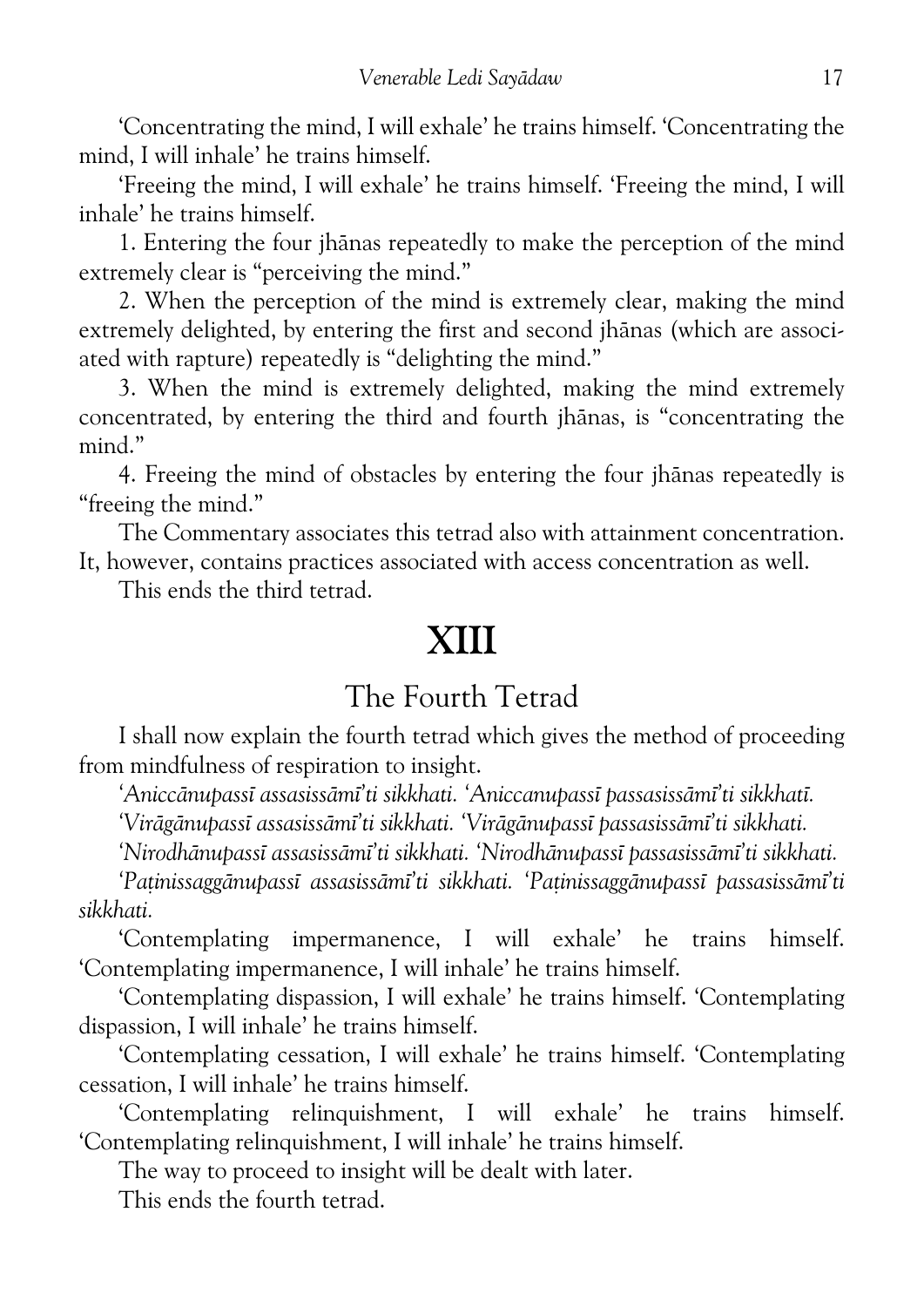'Concentrating the mind, I will exhale' he trains himself. 'Concentrating the mind, I will inhale' he trains himself.

'Freeing the mind, I will exhale' he trains himself. 'Freeing the mind, I will inhale' he trains himself.

1. Entering the four jhānas repeatedly to make the perception of the mind extremely clear is "perceiving the mind."

2. When the perception of the mind is extremely clear, making the mind extremely delighted, by entering the first and second jhānas (which are associated with rapture) repeatedly is "delighting the mind."

3. When the mind is extremely delighted, making the mind extremely concentrated, by entering the third and fourth jhānas, is "concentrating the mind."

4. Freeing the mind of obstacles by entering the four jhānas repeatedly is "freeing the mind."

The Commentary associates this tetrad also with attainment concentration. It, however, contains practices associated with access concentration as well.

This ends the third tetrad.

# XIII

## The Fourth Tetrad

I shall now explain the fourth tetrad which gives the method of proceeding from mindfulness of respiration to insight.

*'Aniccānupassī assasissāmī'ti sikkhati. 'Aniccanupassī passasissāmī'ti sikkhatī.*

*'Virāgānupassī assasissāmī'ti sikkhati. 'Virāgānupassī passasissāmī'ti sikkhati.*

*'Nirodhānupassī assasissāmī'ti sikkhati. 'Nirodhānupassī passasissāmī'ti sikkhati.*

*'Paṭinissaggānupassī assasissāmī'ti sikkhati. 'Paṭinissaggānupassī passasissāmī'ti sikkhati.*

'Contemplating impermanence, I will exhale' he trains himself. 'Contemplating impermanence, I will inhale' he trains himself.

'Contemplating dispassion, I will exhale' he trains himself. 'Contemplating dispassion, I will inhale' he trains himself.

'Contemplating cessation, I will exhale' he trains himself. 'Contemplating cessation, I will inhale' he trains himself.

'Contemplating relinquishment, I will exhale' he trains himself. 'Contemplating relinquishment, I will inhale' he trains himself.

The way to proceed to insight will be dealt with later.

This ends the fourth tetrad.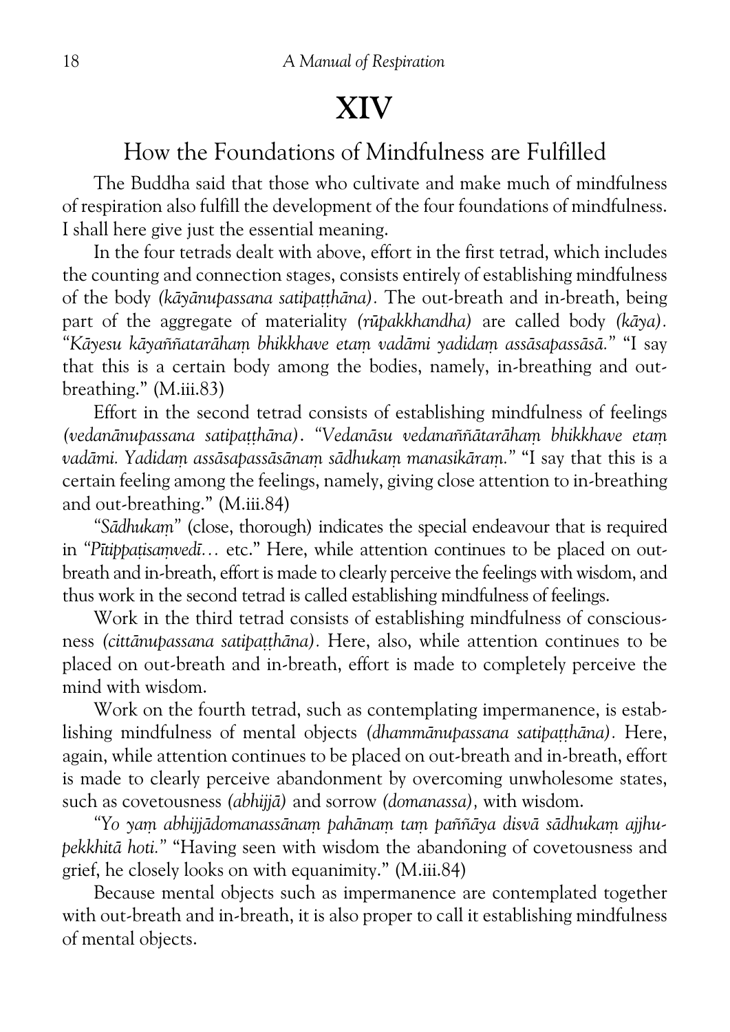# XIV

## How the Foundations of Mindfulness are Fulfilled

The Buddha said that those who cultivate and make much of mindfulness of respiration also fulfill the development of the four foundations of mindfulness. I shall here give just the essential meaning.

In the four tetrads dealt with above, effort in the first tetrad, which includes the counting and connection stages, consists entirely of establishing mindfulness of the body *(kāyānupassana satipaṭṭhāna)*. The out-breath and in-breath, being part of the aggregate of materiality *(rūpakkhandha)* are called body *(kāya)*. *"Kāyesu kāyaññatarāhaṃ bhikkhave etaṃ vadāmi yadidaṃ assāsapassāsā."* "I say that this is a certain body among the bodies, namely, in-breathing and out-breathing." (M.iii.83)

Effort in the second tetrad consists of establishing mindfulness of feelings *(vedanānupassana satipaṭṭhāna)*. *"Vedanāsu vedanaññātarāhaṃ bhikkhave etaṃ vadāmi. Yadidaṃ assāsapassāsānaṃ sādhukaṃ manasikāraṃ."* "I say that this is a certain feeling among the feelings, namely, giving close attention to in-breathing and out-breathing." (M.iii.84)

*"Sādhukaṃ"* (close, thorough) indicates the special endeavour that is required in *"Pītippaṭisaṃvedī…* etc." Here, while attention continues to be placed on out-breath and in-breath, effort is made to clearly perceive the feelings with wisdom, and thus work in the second tetrad is called establishing mindfulness of feelings.

Work in the third tetrad consists of establishing mindfulness of consciousness *(cittānupassana satipaṭṭhāna)*. Here, also, while attention continues to be placed on out-breath and in-breath, effort is made to completely perceive the mind with wisdom.

Work on the fourth tetrad, such as contemplating impermanence, is establishing mindfulness of mental objects *(dhammānupassana satipaṭṭhāna)*. Here, again, while attention continues to be placed on out-breath and in-breath, effort is made to clearly perceive abandonment by overcoming unwholesome states, such as covetousness *(abhijjā)* and sorrow *(domanassa)*, with wisdom.

*"Yo yaṃ abhijjādomanassānaṃ pahānaṃ taṃ paññāya disvā sādhukaṃ ajjhupekkhitā hoti."* "Having seen with wisdom the abandoning of covetousness and grief, he closely looks on with equanimity." (M.iii.84)

Because mental objects such as impermanence are contemplated together with out-breath and in-breath, it is also proper to call it establishing mindfulness of mental objects.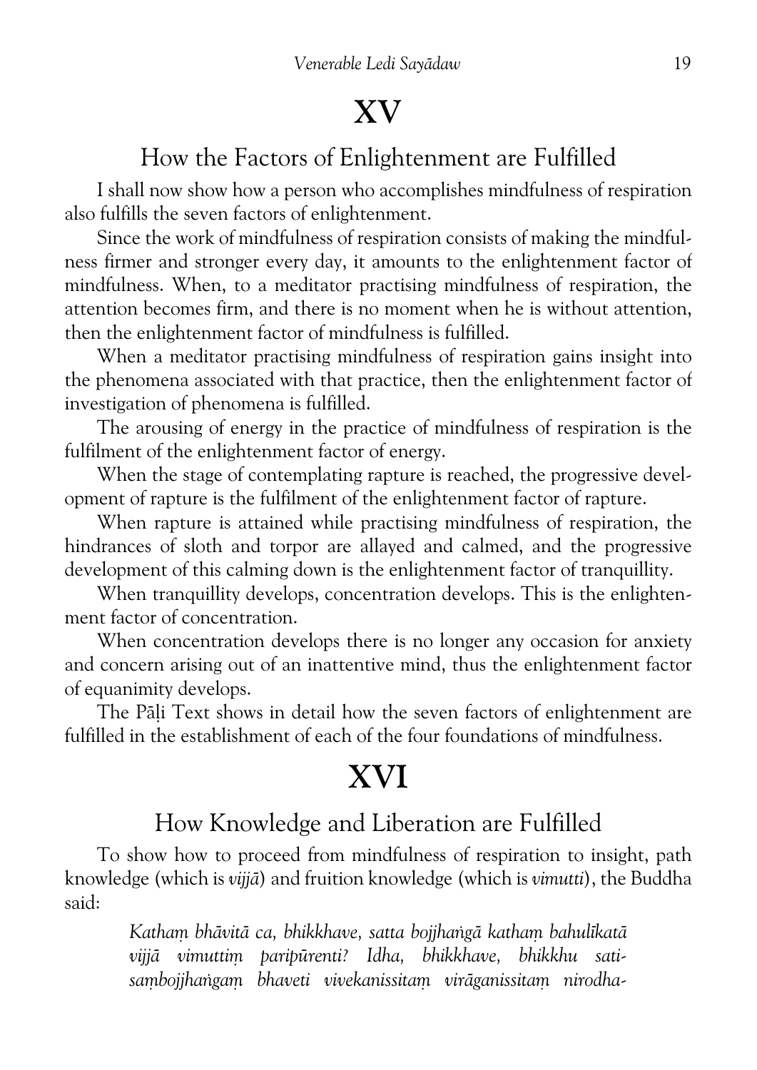# XV

## How the Factors of Enlightenment are Fulfilled

I shall now show how a person who accomplishes mindfulness of respiration also fulfills the seven factors of enlightenment.

Since the work of mindfulness of respiration consists of making the mindfulness firmer and stronger every day, it amounts to the enlightenment factor of mindfulness. When, to a meditator practising mindfulness of respiration, the attention becomes firm, and there is no moment when he is without attention, then the enlightenment factor of mindfulness is fulfilled.

When a meditator practising mindfulness of respiration gains insight into the phenomena associated with that practice, then the enlightenment factor of investigation of phenomena is fulfilled.

The arousing of energy in the practice of mindfulness of respiration is the fulfilment of the enlightenment factor of energy.

When the stage of contemplating rapture is reached, the progressive development of rapture is the fulfilment of the enlightenment factor of rapture.

When rapture is attained while practising mindfulness of respiration, the hindrances of sloth and torpor are allayed and calmed, and the progressive development of this calming down is the enlightenment factor of tranquillity.

When tranquillity develops, concentration develops. This is the enlightenment factor of concentration.

When concentration develops there is no longer any occasion for anxiety and concern arising out of an inattentive mind, thus the enlightenment factor of equanimity develops.

The Pāḷi Text shows in detail how the seven factors of enlightenment are fulfilled in the establishment of each of the four foundations of mindfulness.

# XVI

## How Knowledge and Liberation are Fulfilled

To show how to proceed from mindfulness of respiration to insight, path knowledge (which is *vijjā*) and fruition knowledge (which is *vimutti*), the Buddha said:

> *Kathaṃ bhāvitā ca, bhikkhave, satta bojjhaṅgā kathaṃ bahulīkatā vijjā vimuttiṃ paripūrenti? Idha, bhikkhave, bhikkhu sati-saṃbojjhaṅgaṃ bhaveti vivekanissitaṃ virāganissitaṃ nirodha-*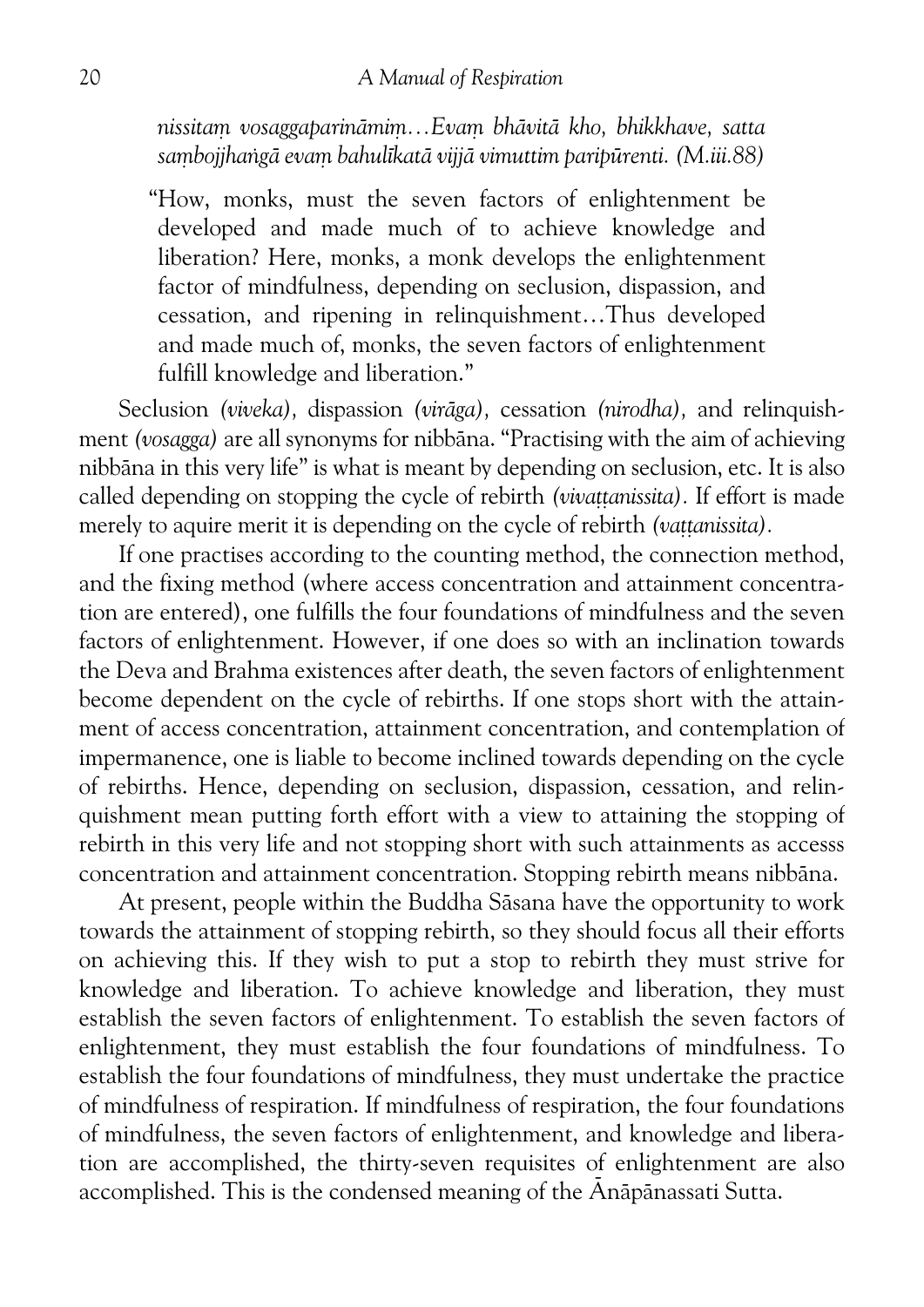*nissitaṃ vosaggaparināmiṃ…Evaṃ bhāvitā kho, bhikkhave, satta saṃbojjhaṅgā evaṃ bahulīkatā vijjā vimuttim paripūrenti. (M.iii.88)*

> "How, monks, must the seven factors of enlightenment be developed and made much of to achieve knowledge and liberation? Here, monks, a monk develops the enlightenment factor of mindfulness, depending on seclusion, dispassion, and cessation, and ripening in relinquishment…Thus developed and made much of, monks, the seven factors of enlightenment fulfill knowledge and liberation."

Seclusion *(viveka),* dispassion *(virāga),* cessation *(nirodha),* and relinquishment *(vosagga)* are all synonyms for nibbāna. "Practising with the aim of achieving nibbāna in this very life" is what is meant by depending on seclusion, etc. It is also called depending on stopping the cycle of rebirth *(vivaṭṭanissita).* If effort is made merely to aquire merit it is depending on the cycle of rebirth *(vaṭṭanissita).*

If one practises according to the counting method, the connection method, and the fixing method (where access concentration and attainment concentration are entered), one fulfills the four foundations of mindfulness and the seven factors of enlightenment. However, if one does so with an inclination towards the Deva and Brahma existences after death, the seven factors of enlightenment become dependent on the cycle of rebirths. If one stops short with the attainment of access concentration, attainment concentration, and contemplation of impermanence, one is liable to become inclined towards depending on the cycle of rebirths. Hence, depending on seclusion, dispassion, cessation, and relinquishment mean putting forth effort with a view to attaining the stopping of rebirth in this very life and not stopping short with such attainments as accesss concentration and attainment concentration. Stopping rebirth means nibbāna.

At present, people within the Buddha Sāsana have the opportunity to work towards the attainment of stopping rebirth, so they should focus all their efforts on achieving this. If they wish to put a stop to rebirth they must strive for knowledge and liberation. To achieve knowledge and liberation, they must establish the seven factors of enlightenment. To establish the seven factors of enlightenment, they must establish the four foundations of mindfulness. To establish the four foundations of mindfulness, they must undertake the practice of mindfulness of respiration. If mindfulness of respiration, the four foundations of mindfulness, the seven factors of enlightenment, and knowledge and liberation are accomplished, the thirty-seven requisites of enlightenment are also accomplished. This is the condensed meaning of the Ānāpānassati Sutta.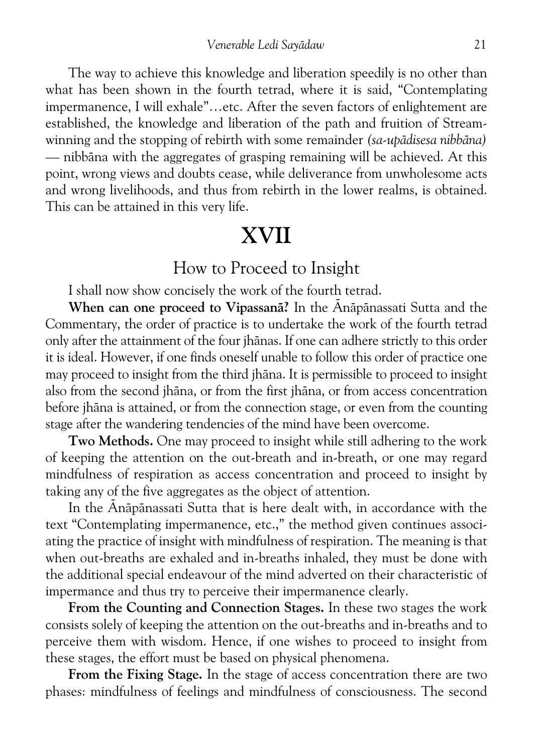The way to achieve this knowledge and liberation speedily is no other than what has been shown in the fourth tetrad, where it is said, "Contemplating impermanence, I will exhale"…etc. After the seven factors of enlightement are established, the knowledge and liberation of the path and fruition of Stream-winning and the stopping of rebirth with some remainder *(sa-upādisesa nibbāna)* — nibbāna with the aggregates of grasping remaining will be achieved. At this point, wrong views and doubts cease, while deliverance from unwholesome acts and wrong livelihoods, and thus from rebirth in the lower realms, is obtained. This can be attained in this very life.

# XVII

## How to Proceed to Insight

I shall now show concisely the work of the fourth tetrad.

**When can one proceed to Vipassanā?** In the Ānāpānassati Sutta and the Commentary, the order of practice is to undertake the work of the fourth tetrad only after the attainment of the four jhānas. If one can adhere strictly to this order it is ideal. However, if one finds oneself unable to follow this order of practice one may proceed to insight from the third jhāna. It is permissible to proceed to insight also from the second jhāna, or from the first jhāna, or from access concentration before jhāna is attained, or from the connection stage, or even from the counting stage after the wandering tendencies of the mind have been overcome.

**Two Methods.** One may proceed to insight while still adhering to the work of keeping the attention on the out-breath and in-breath, or one may regard mindfulness of respiration as access concentration and proceed to insight by taking any of the five aggregates as the object of attention.

In the Ānāpānassati Sutta that is here dealt with, in accordance with the text "Contemplating impermanence, etc.," the method given continues associating the practice of insight with mindfulness of respiration. The meaning is that when out-breaths are exhaled and in-breaths inhaled, they must be done with the additional special endeavour of the mind adverted on their characteristic of impermance and thus try to perceive their impermanence clearly.

**From the Counting and Connection Stages.** In these two stages the work consists solely of keeping the attention on the out-breaths and in-breaths and to perceive them with wisdom. Hence, if one wishes to proceed to insight from these stages, the effort must be based on physical phenomena.

**From the Fixing Stage.** In the stage of access concentration there are two phases: mindfulness of feelings and mindfulness of consciousness. The second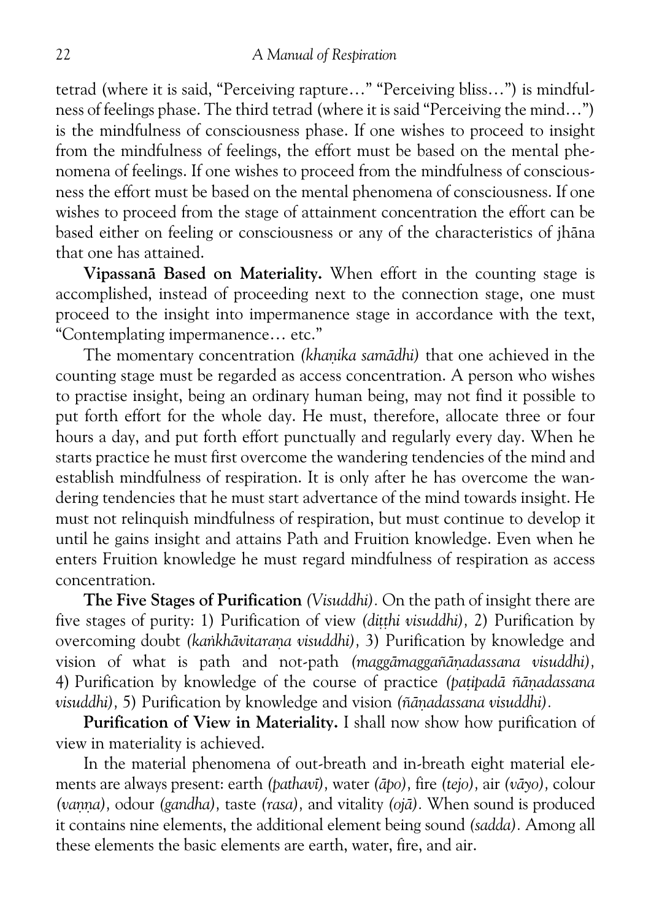tetrad (where it is said, "Perceiving rapture…" "Perceiving bliss…") is mindfulness of feelings phase. The third tetrad (where it is said "Perceiving the mind…") is the mindfulness of consciousness phase. If one wishes to proceed to insight from the mindfulness of feelings, the effort must be based on the mental phenomena of feelings. If one wishes to proceed from the mindfulness of consciousness the effort must be based on the mental phenomena of consciousness. If one wishes to proceed from the stage of attainment concentration the effort can be based either on feeling or consciousness or any of the characteristics of jhāna that one has attained.

**Vipassanā Based on Materiality.** When effort in the counting stage is accomplished, instead of proceeding next to the connection stage, one must proceed to the insight into impermanence stage in accordance with the text, "Contemplating impermanence… etc."

The momentary concentration *(khaṇika samādhi)* that one achieved in the counting stage must be regarded as access concentration. A person who wishes to practise insight, being an ordinary human being, may not find it possible to put forth effort for the whole day. He must, therefore, allocate three or four hours a day, and put forth effort punctually and regularly every day. When he starts practice he must first overcome the wandering tendencies of the mind and establish mindfulness of respiration. It is only after he has overcome the wandering tendencies that he must start advertance of the mind towards insight. He must not relinquish mindfulness of respiration, but must continue to develop it until he gains insight and attains Path and Fruition knowledge. Even when he enters Fruition knowledge he must regard mindfulness of respiration as access concentration.

**The Five Stages of Purification** *(Visuddhi).* On the path of insight there are five stages of purity: 1) Purification of view *(diṭṭhi visuddhi),* 2) Purification by overcoming doubt *(kaṅkhāvitaraṇa visuddhi),* 3) Purification by knowledge and vision of what is path and not-path *(maggāmaggañāṇadassana visuddhi),* 4) Purification by knowledge of the course of practice *(paṭipadā ñāṇadassana visuddhi),* 5) Purification by knowledge and vision *(ñāṇadassana visuddhi).*

**Purification of View in Materiality.** I shall now show how purification of view in materiality is achieved.

In the material phenomena of out-breath and in-breath eight material elements are always present: earth *(pathavī),* water *(āpo),* fire *(tejo),* air *(vāyo),* colour *(vaṇṇa),* odour *(gandha),* taste *(rasa),* and vitality *(ojā).* When sound is produced it contains nine elements, the additional element being sound *(sadda).* Among all these elements the basic elements are earth, water, fire, and air.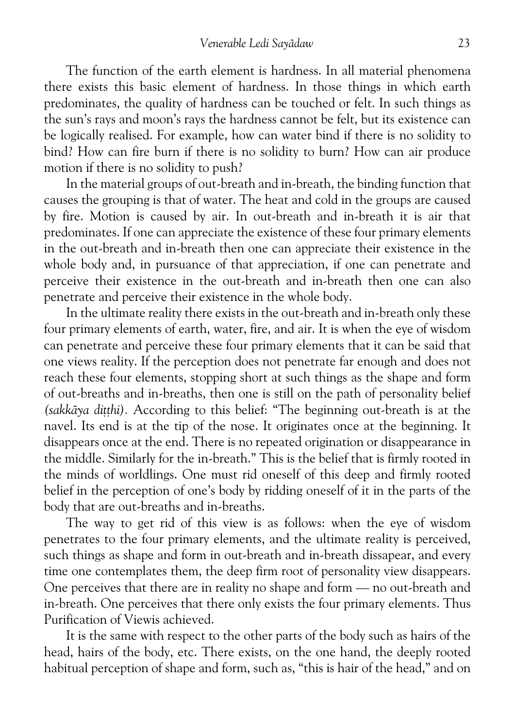The function of the earth element is hardness. In all material phenomena there exists this basic element of hardness. In those things in which earth predominates, the quality of hardness can be touched or felt. In such things as the sun's rays and moon's rays the hardness cannot be felt, but its existence can be logically realised. For example, how can water bind if there is no solidity to bind? How can fire burn if there is no solidity to burn? How can air produce motion if there is no solidity to push?

In the material groups of out-breath and in-breath, the binding function that causes the grouping is that of water. The heat and cold in the groups are caused by fire. Motion is caused by air. In out-breath and in-breath it is air that predominates. If one can appreciate the existence of these four primary elements in the out-breath and in-breath then one can appreciate their existence in the whole body and, in pursuance of that appreciation, if one can penetrate and perceive their existence in the out-breath and in-breath then one can also penetrate and perceive their existence in the whole body.

In the ultimate reality there exists in the out-breath and in-breath only these four primary elements of earth, water, fire, and air. It is when the eye of wisdom can penetrate and perceive these four primary elements that it can be said that one views reality. If the perception does not penetrate far enough and does not reach these four elements, stopping short at such things as the shape and form of out-breaths and in-breaths, then one is still on the path of personality belief *(sakkāya diṭṭhi)*. According to this belief: "The beginning out-breath is at the navel. Its end is at the tip of the nose. It originates once at the beginning. It disappears once at the end. There is no repeated origination or disappearance in the middle. Similarly for the in-breath." This is the belief that is firmly rooted in the minds of worldlings. One must rid oneself of this deep and firmly rooted belief in the perception of one's body by ridding oneself of it in the parts of the body that are out-breaths and in-breaths.

The way to get rid of this view is as follows: when the eye of wisdom penetrates to the four primary elements, and the ultimate reality is perceived, such things as shape and form in out-breath and in-breath dissapear, and every time one contemplates them, the deep firm root of personality view disappears. One perceives that there are in reality no shape and form — no out-breath and in-breath. One perceives that there only exists the four primary elements. Thus Purification of Viewis achieved.

It is the same with respect to the other parts of the body such as hairs of the head, hairs of the body, etc. There exists, on the one hand, the deeply rooted habitual perception of shape and form, such as, "this is hair of the head," and on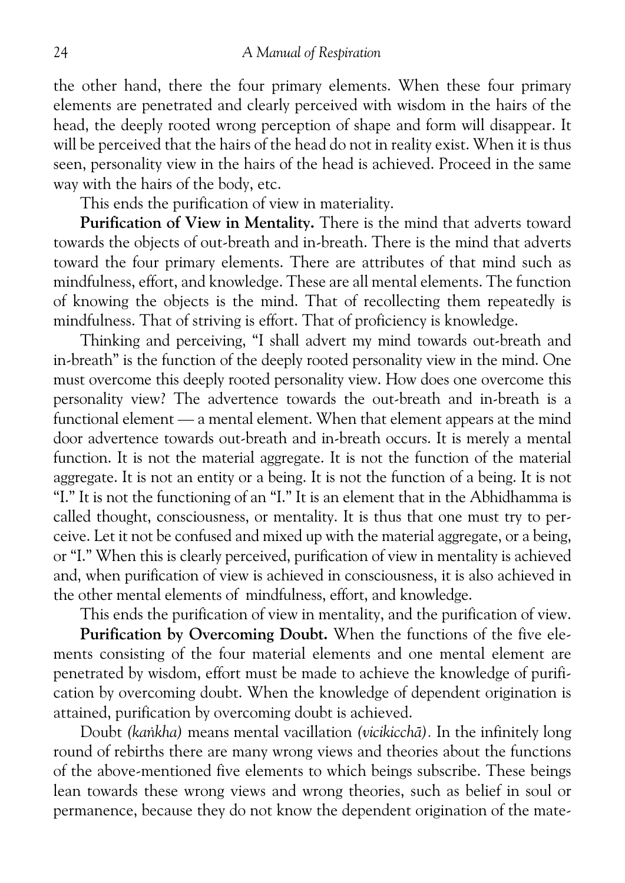the other hand, there the four primary elements. When these four primary elements are penetrated and clearly perceived with wisdom in the hairs of the head, the deeply rooted wrong perception of shape and form will disappear. It will be perceived that the hairs of the head do not in reality exist. When it is thus seen, personality view in the hairs of the head is achieved. Proceed in the same way with the hairs of the body, etc.

This ends the purification of view in materiality.

**Purification of View in Mentality.** There is the mind that adverts toward towards the objects of out-breath and in-breath. There is the mind that adverts toward the four primary elements. There are attributes of that mind such as mindfulness, effort, and knowledge. These are all mental elements. The function of knowing the objects is the mind. That of recollecting them repeatedly is mindfulness. That of striving is effort. That of proficiency is knowledge.

Thinking and perceiving, "I shall advert my mind towards out-breath and in-breath" is the function of the deeply rooted personality view in the mind. One must overcome this deeply rooted personality view. How does one overcome this personality view? The advertence towards the out-breath and in-breath is a functional element — a mental element. When that element appears at the mind door advertence towards out-breath and in-breath occurs. It is merely a mental function. It is not the material aggregate. It is not the function of the material aggregate. It is not an entity or a being. It is not the function of a being. It is not "I." It is not the functioning of an "I." It is an element that in the Abhidhamma is called thought, consciousness, or mentality. It is thus that one must try to perceive. Let it not be confused and mixed up with the material aggregate, or a being, or "I." When this is clearly perceived, purification of view in mentality is achieved and, when purification of view is achieved in consciousness, it is also achieved in the other mental elements of mindfulness, effort, and knowledge.

This ends the purification of view in mentality, and the purification of view.

**Purification by Overcoming Doubt.** When the functions of the five elements consisting of the four material elements and one mental element are penetrated by wisdom, effort must be made to achieve the knowledge of purification by overcoming doubt. When the knowledge of dependent origination is attained, purification by overcoming doubt is achieved.

Doubt *(kaṅkha)* means mental vacillation *(vicikicchā)*. In the infinitely long round of rebirths there are many wrong views and theories about the functions of the above-mentioned five elements to which beings subscribe. These beings lean towards these wrong views and wrong theories, such as belief in soul or permanence, because they do not know the dependent origination of the mate-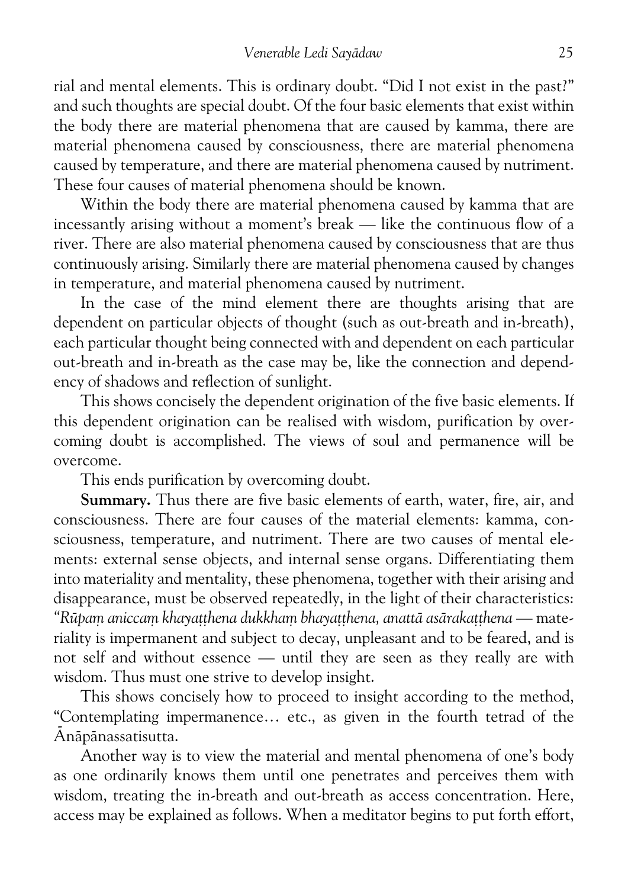rial and mental elements. This is ordinary doubt. "Did I not exist in the past?" and such thoughts are special doubt. Of the four basic elements that exist within the body there are material phenomena that are caused by kamma, there are material phenomena caused by consciousness, there are material phenomena caused by temperature, and there are material phenomena caused by nutriment. These four causes of material phenomena should be known.

Within the body there are material phenomena caused by kamma that are incessantly arising without a moment's break — like the continuous flow of a river. There are also material phenomena caused by consciousness that are thus continuously arising. Similarly there are material phenomena caused by changes in temperature, and material phenomena caused by nutriment.

In the case of the mind element there are thoughts arising that are dependent on particular objects of thought (such as out-breath and in-breath), each particular thought being connected with and dependent on each particular out-breath and in-breath as the case may be, like the connection and dependency of shadows and reflection of sunlight.

This shows concisely the dependent origination of the five basic elements. If this dependent origination can be realised with wisdom, purification by overcoming doubt is accomplished. The views of soul and permanence will be overcome.

This ends purification by overcoming doubt.

**Summary.** Thus there are five basic elements of earth, water, fire, air, and consciousness. There are four causes of the material elements: kamma, consciousness, temperature, and nutriment. There are two causes of mental elements: external sense objects, and internal sense organs. Differentiating them into materiality and mentality, these phenomena, together with their arising and disappearance, must be observed repeatedly, in the light of their characteristics: "*Rūpaṃ aniccaṃ khayaṭṭhena dukkhaṃ bhayaṭṭhena, anattā asārakaṭṭhena* — materiality is impermanent and subject to decay, unpleasant and to be feared, and is not self and without essence — until they are seen as they really are with wisdom. Thus must one strive to develop insight.

This shows concisely how to proceed to insight according to the method, "Contemplating impermanence… etc., as given in the fourth tetrad of the Ānāpānassatisutta.

Another way is to view the material and mental phenomena of one's body as one ordinarily knows them until one penetrates and perceives them with wisdom, treating the in-breath and out-breath as access concentration. Here, access may be explained as follows. When a meditator begins to put forth effort,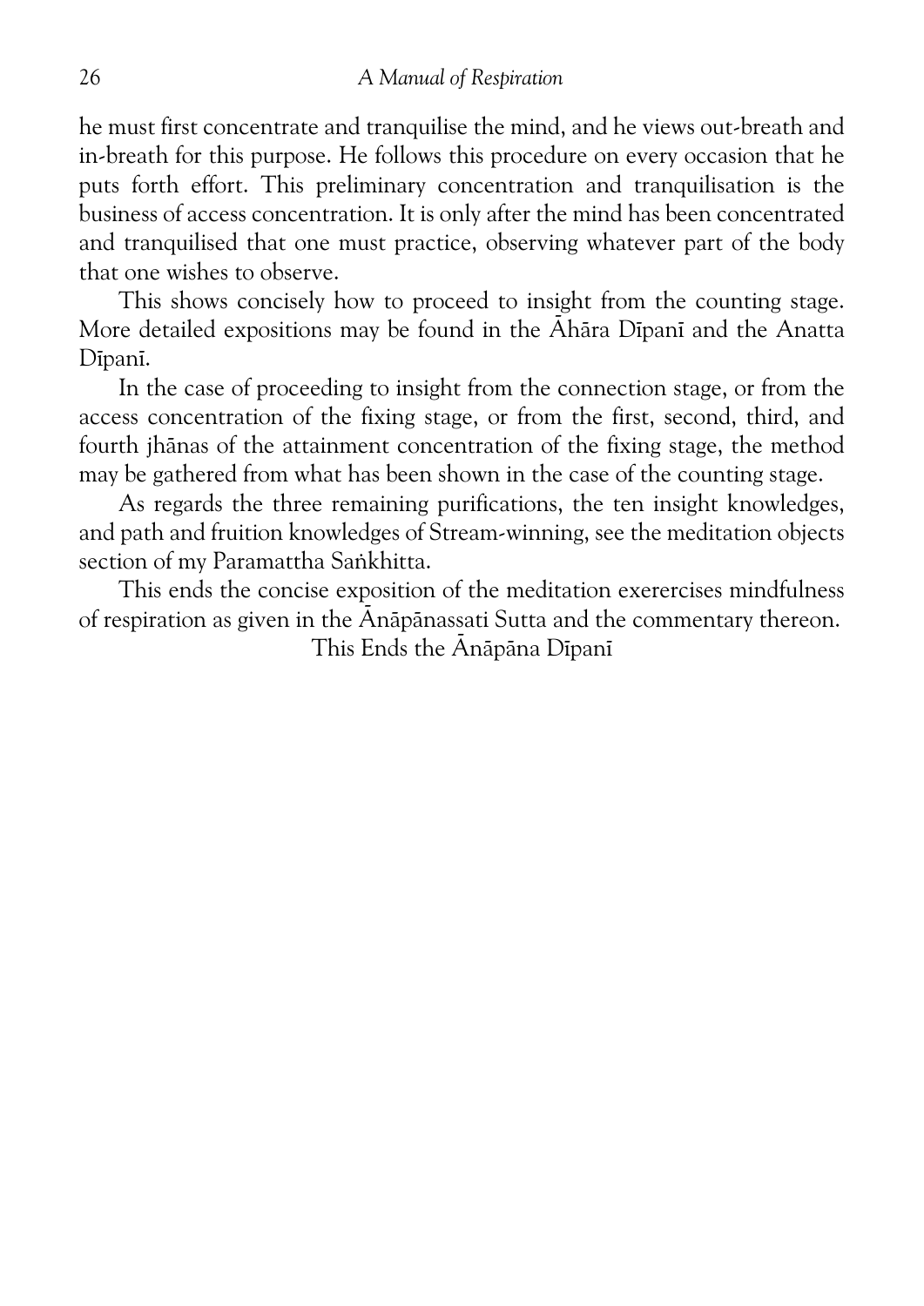he must first concentrate and tranquilise the mind, and he views out-breath and in-breath for this purpose. He follows this procedure on every occasion that he puts forth effort. This preliminary concentration and tranquilisation is the business of access concentration. It is only after the mind has been concentrated and tranquilised that one must practice, observing whatever part of the body that one wishes to observe.

This shows concisely how to proceed to insight from the counting stage. More detailed expositions may be found in the Āhāra Dīpanī and the Anatta Dīpanī.

In the case of proceeding to insight from the connection stage, or from the access concentration of the fixing stage, or from the first, second, third, and fourth jhānas of the attainment concentration of the fixing stage, the method may be gathered from what has been shown in the case of the counting stage.

As regards the three remaining purifications, the ten insight knowledges, and path and fruition knowledges of Stream-winning, see the meditation objects section of my Paramattha Saṅkhitta.

This ends the concise exposition of the meditation exerercises mindfulness of respiration as given in the Ānāpānassati Sutta and the commentary thereon.

This Ends the Ānāpāna Dīpanī